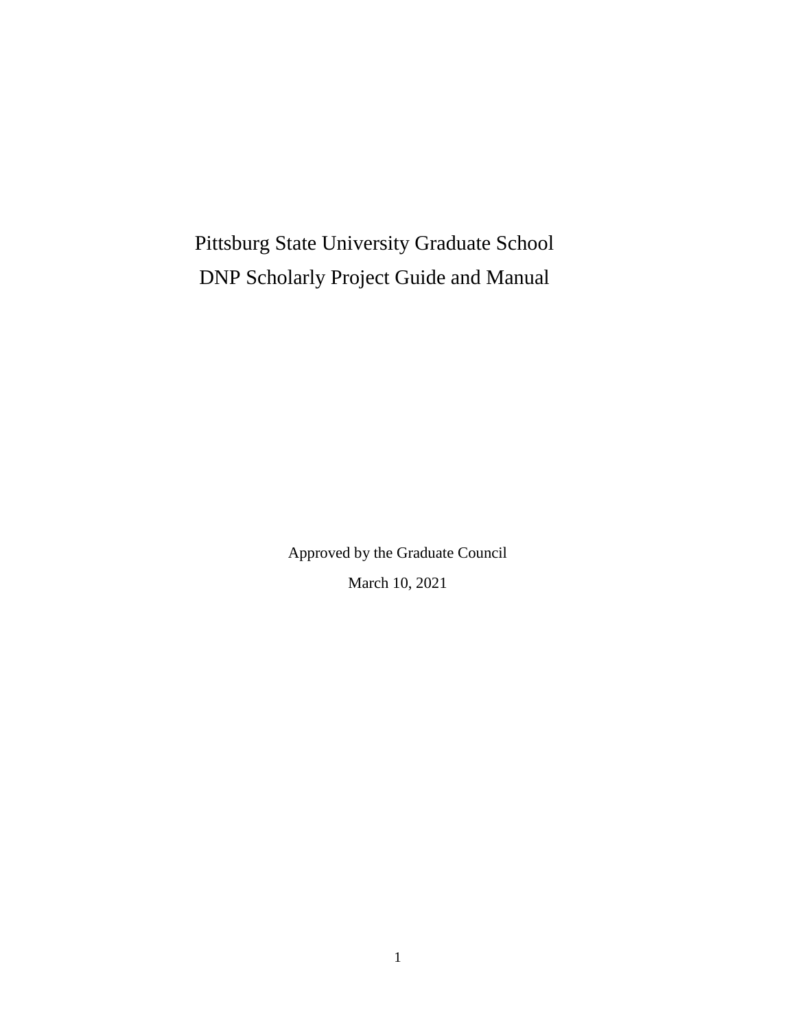# Pittsburg State University Graduate School
# DNP Scholarly Project Guide and Manual

Approved by the Graduate Council

March 10, 2021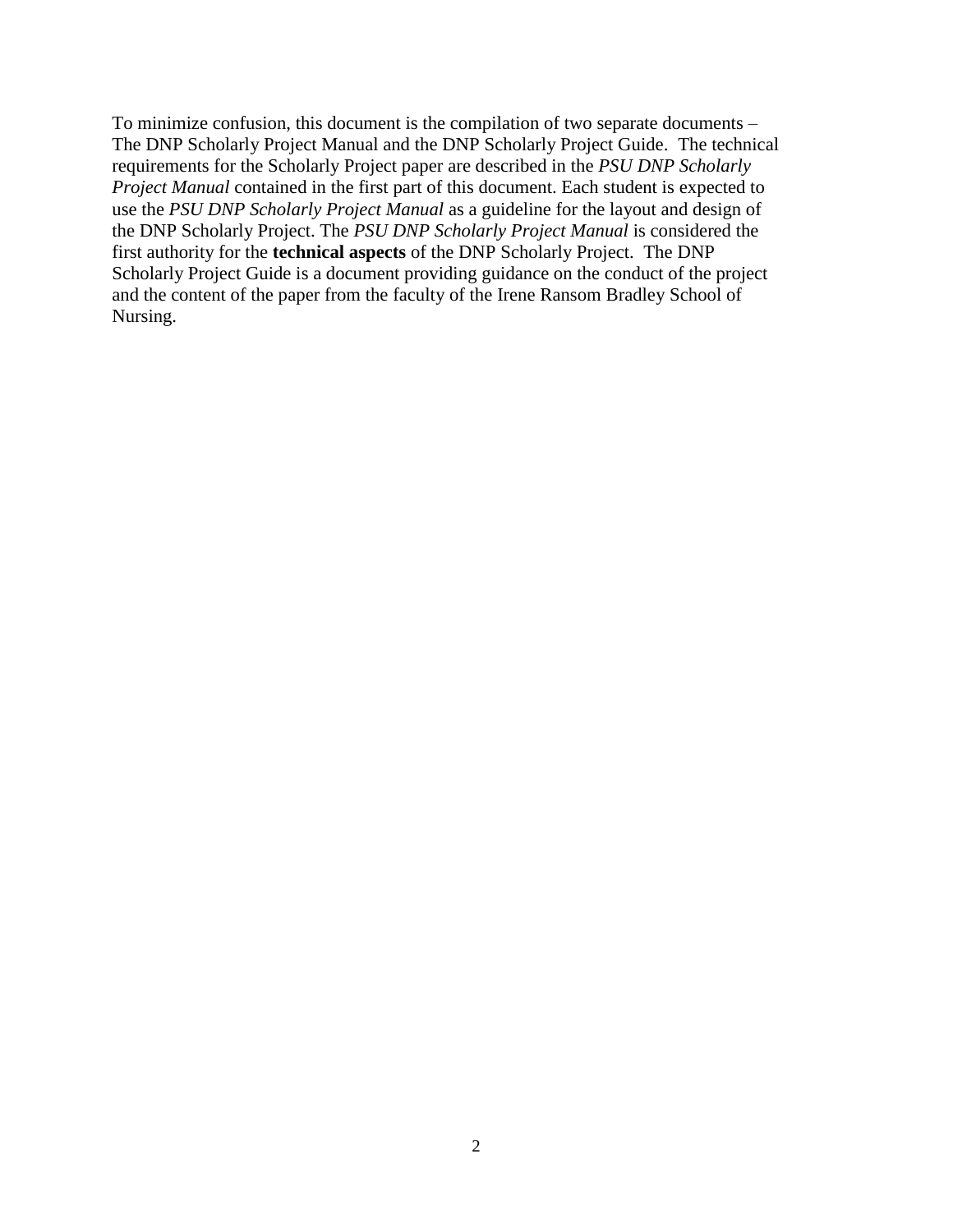To minimize confusion, this document is the compilation of two separate documents – The DNP Scholarly Project Manual and the DNP Scholarly Project Guide. The technical requirements for the Scholarly Project paper are described in the *PSU DNP Scholarly Project Manual* contained in the first part of this document. Each student is expected to use the *PSU DNP Scholarly Project Manual* as a guideline for the layout and design of the DNP Scholarly Project. The *PSU DNP Scholarly Project Manual* is considered the first authority for the **technical aspects** of the DNP Scholarly Project. The DNP Scholarly Project Guide is a document providing guidance on the conduct of the project and the content of the paper from the faculty of the Irene Ransom Bradley School of Nursing.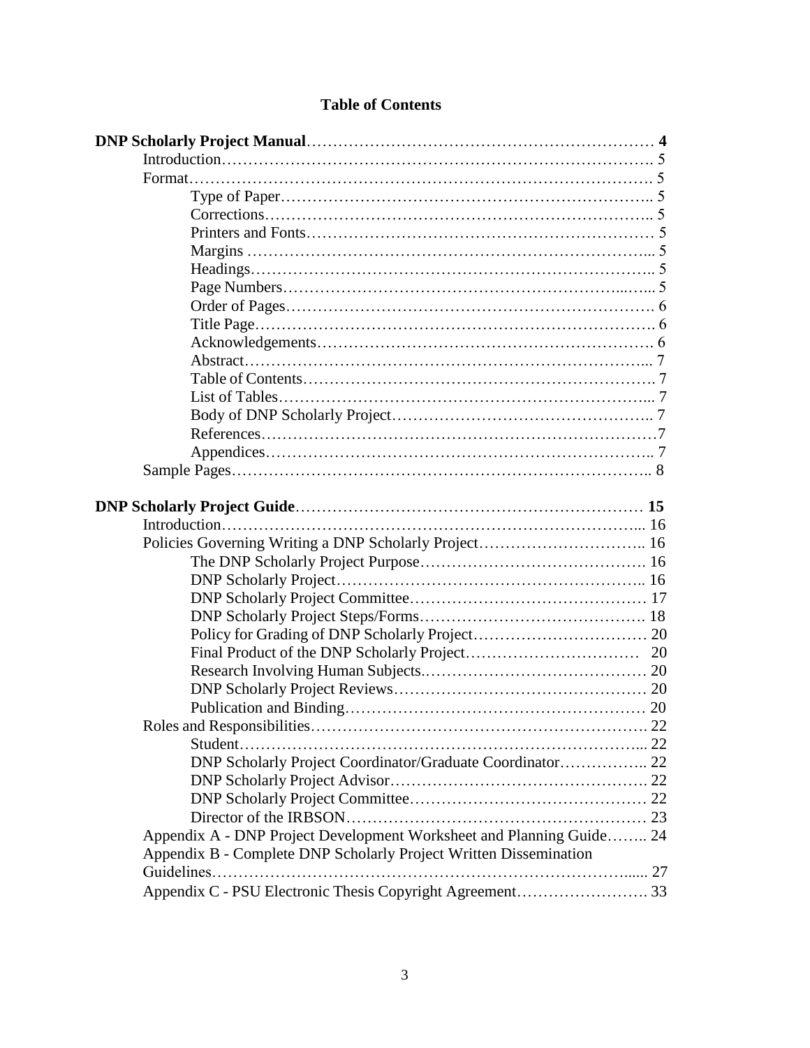# Table of Contents

**DNP Scholarly Project Manual** .......... **4**

- Introduction .......... 5
- Format .......... 5
  - Type of Paper .......... 5
  - Corrections .......... 5
  - Printers and Fonts .......... 5
  - Margins .......... 5
  - Headings .......... 5
  - Page Numbers .......... 5
  - Order of Pages .......... 6
  - Title Page .......... 6
  - Acknowledgements .......... 6
  - Abstract .......... 7
  - Table of Contents .......... 7
  - List of Tables .......... 7
  - Body of DNP Scholarly Project .......... 7
  - References .......... 7
  - Appendices .......... 7
- Sample Pages .......... 8

**DNP Scholarly Project Guide** .......... **15**

- Introduction .......... 16
- Policies Governing Writing a DNP Scholarly Project .......... 16
  - The DNP Scholarly Project Purpose .......... 16
  - DNP Scholarly Project .......... 16
  - DNP Scholarly Project Committee .......... 17
  - DNP Scholarly Project Steps/Forms .......... 18
  - Policy for Grading of DNP Scholarly Project .......... 20
  - Final Product of the DNP Scholarly Project .......... 20
  - Research Involving Human Subjects .......... 20
  - DNP Scholarly Project Reviews .......... 20
  - Publication and Binding .......... 20
- Roles and Responsibilities .......... 22
  - Student .......... 22
  - DNP Scholarly Project Coordinator/Graduate Coordinator .......... 22
  - DNP Scholarly Project Advisor .......... 22
  - DNP Scholarly Project Committee .......... 22
  - Director of the IRBSON .......... 23
- Appendix A - DNP Project Development Worksheet and Planning Guide .......... 24
- Appendix B - Complete DNP Scholarly Project Written Dissemination Guidelines .......... 27
- Appendix C - PSU Electronic Thesis Copyright Agreement .......... 33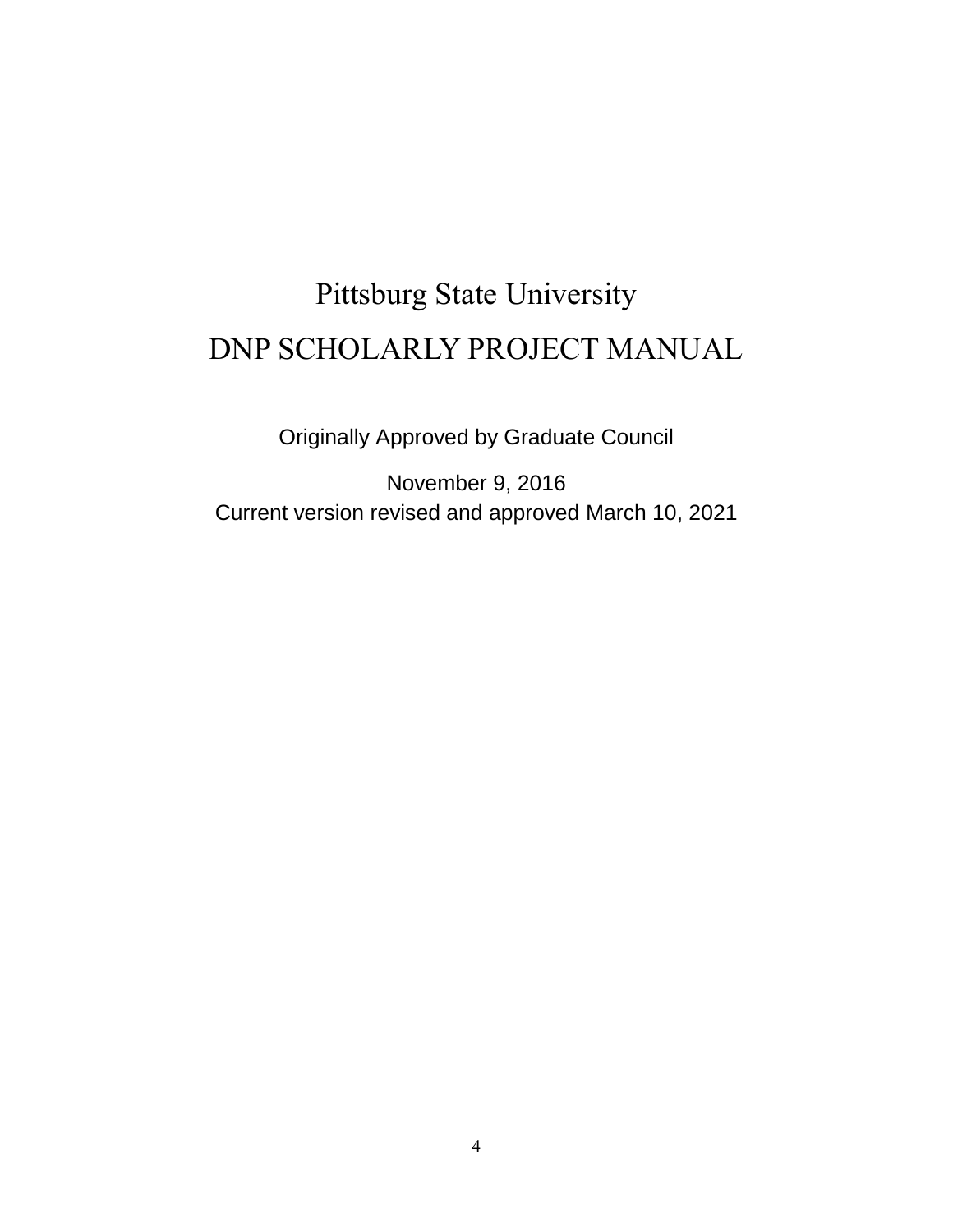# Pittsburg State University

# DNP SCHOLARLY PROJECT MANUAL

Originally Approved by Graduate Council

November 9, 2016
Current version revised and approved March 10, 2021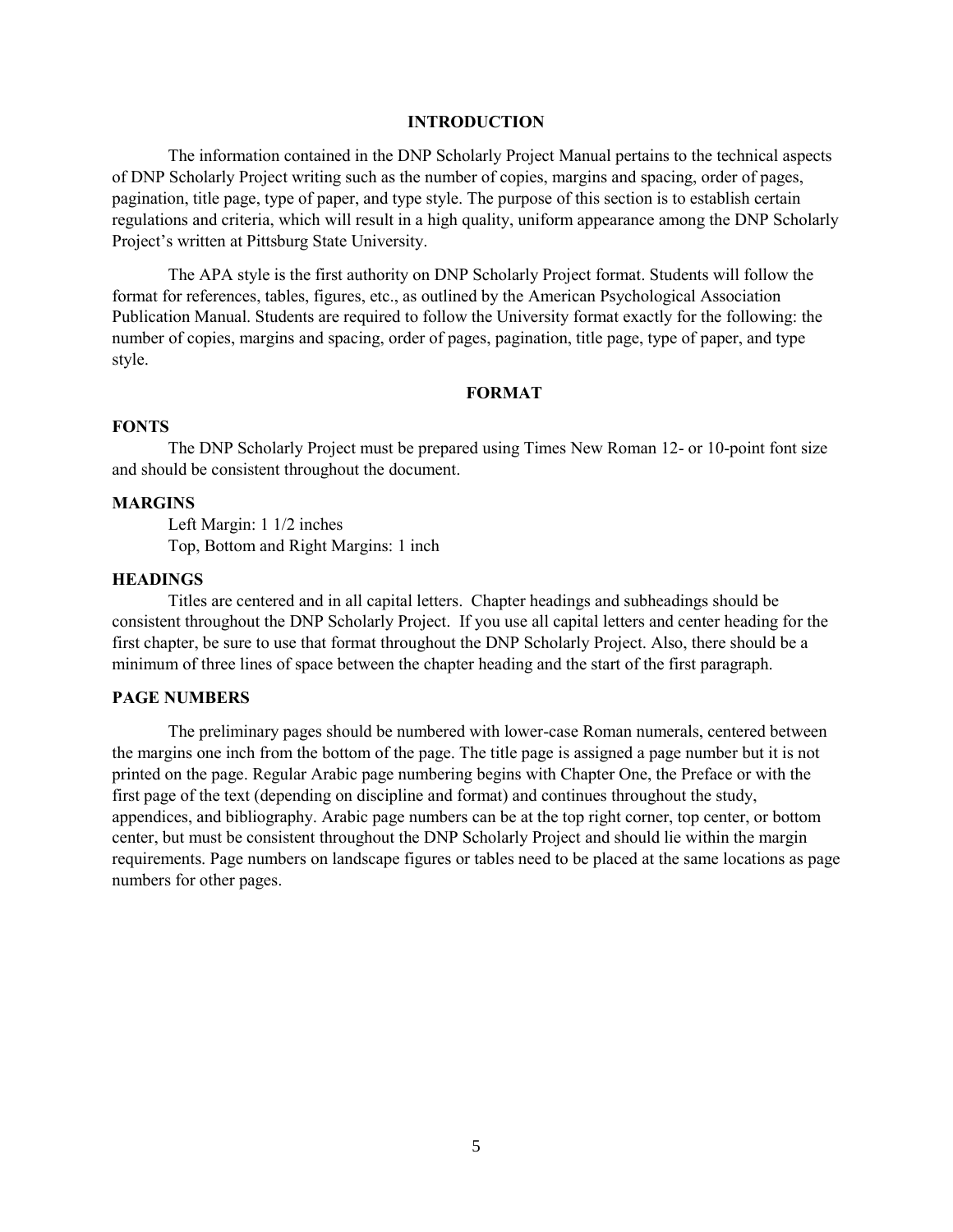# INTRODUCTION

The information contained in the DNP Scholarly Project Manual pertains to the technical aspects of DNP Scholarly Project writing such as the number of copies, margins and spacing, order of pages, pagination, title page, type of paper, and type style. The purpose of this section is to establish certain regulations and criteria, which will result in a high quality, uniform appearance among the DNP Scholarly Project's written at Pittsburg State University.

The APA style is the first authority on DNP Scholarly Project format. Students will follow the format for references, tables, figures, etc., as outlined by the American Psychological Association Publication Manual. Students are required to follow the University format exactly for the following: the number of copies, margins and spacing, order of pages, pagination, title page, type of paper, and type style.

# FORMAT

## FONTS

The DNP Scholarly Project must be prepared using Times New Roman 12- or 10-point font size and should be consistent throughout the document.

## MARGINS

Left Margin: 1 1/2 inches
Top, Bottom and Right Margins: 1 inch

## HEADINGS

Titles are centered and in all capital letters. Chapter headings and subheadings should be consistent throughout the DNP Scholarly Project. If you use all capital letters and center heading for the first chapter, be sure to use that format throughout the DNP Scholarly Project. Also, there should be a minimum of three lines of space between the chapter heading and the start of the first paragraph.

## PAGE NUMBERS

The preliminary pages should be numbered with lower-case Roman numerals, centered between the margins one inch from the bottom of the page. The title page is assigned a page number but it is not printed on the page. Regular Arabic page numbering begins with Chapter One, the Preface or with the first page of the text (depending on discipline and format) and continues throughout the study, appendices, and bibliography. Arabic page numbers can be at the top right corner, top center, or bottom center, but must be consistent throughout the DNP Scholarly Project and should lie within the margin requirements. Page numbers on landscape figures or tables need to be placed at the same locations as page numbers for other pages.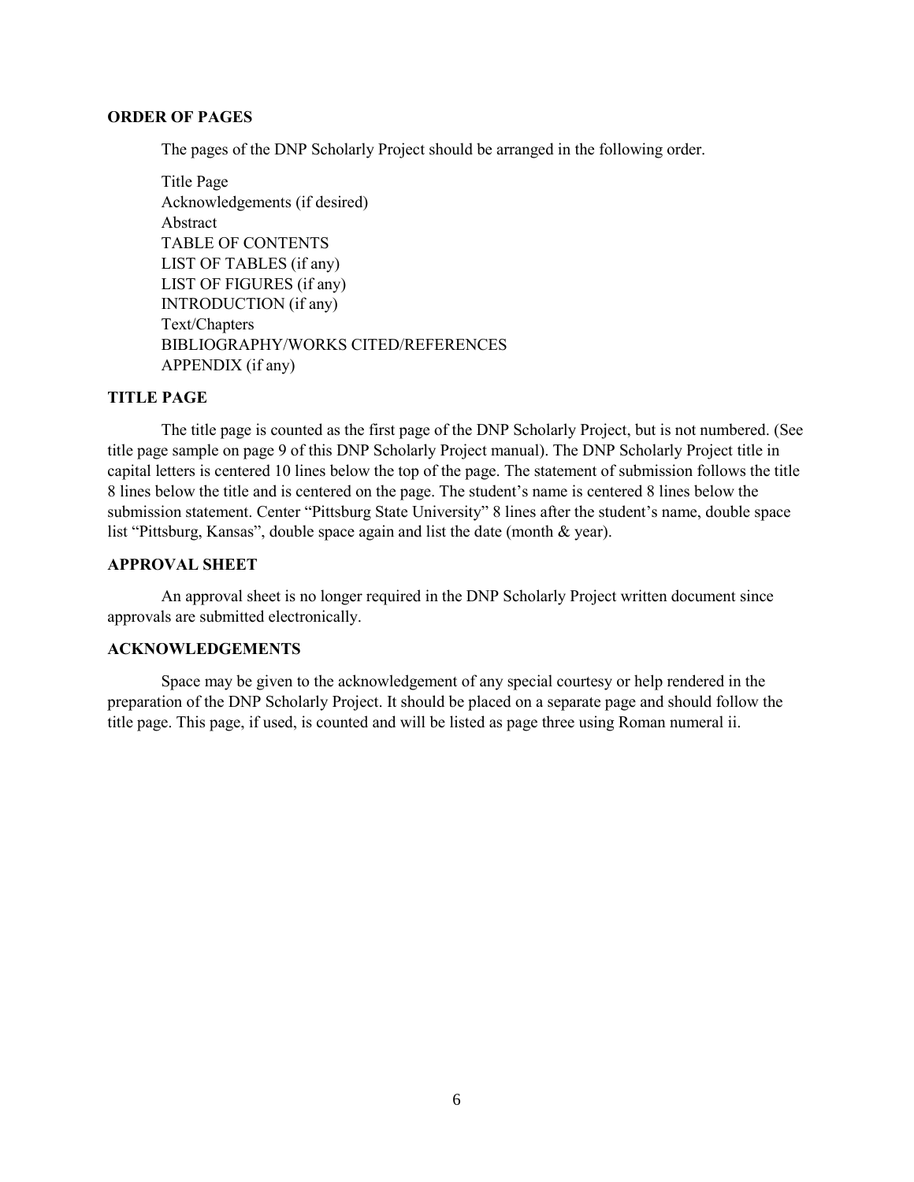## ORDER OF PAGES

The pages of the DNP Scholarly Project should be arranged in the following order.

Title Page
Acknowledgements (if desired)
Abstract
TABLE OF CONTENTS
LIST OF TABLES (if any)
LIST OF FIGURES (if any)
INTRODUCTION (if any)
Text/Chapters
BIBLIOGRAPHY/WORKS CITED/REFERENCES
APPENDIX (if any)

## TITLE PAGE

The title page is counted as the first page of the DNP Scholarly Project, but is not numbered. (See title page sample on page 9 of this DNP Scholarly Project manual). The DNP Scholarly Project title in capital letters is centered 10 lines below the top of the page. The statement of submission follows the title 8 lines below the title and is centered on the page. The student's name is centered 8 lines below the submission statement. Center "Pittsburg State University" 8 lines after the student's name, double space list "Pittsburg, Kansas", double space again and list the date (month & year).

## APPROVAL SHEET

An approval sheet is no longer required in the DNP Scholarly Project written document since approvals are submitted electronically.

## ACKNOWLEDGEMENTS

Space may be given to the acknowledgement of any special courtesy or help rendered in the preparation of the DNP Scholarly Project. It should be placed on a separate page and should follow the title page. This page, if used, is counted and will be listed as page three using Roman numeral ii.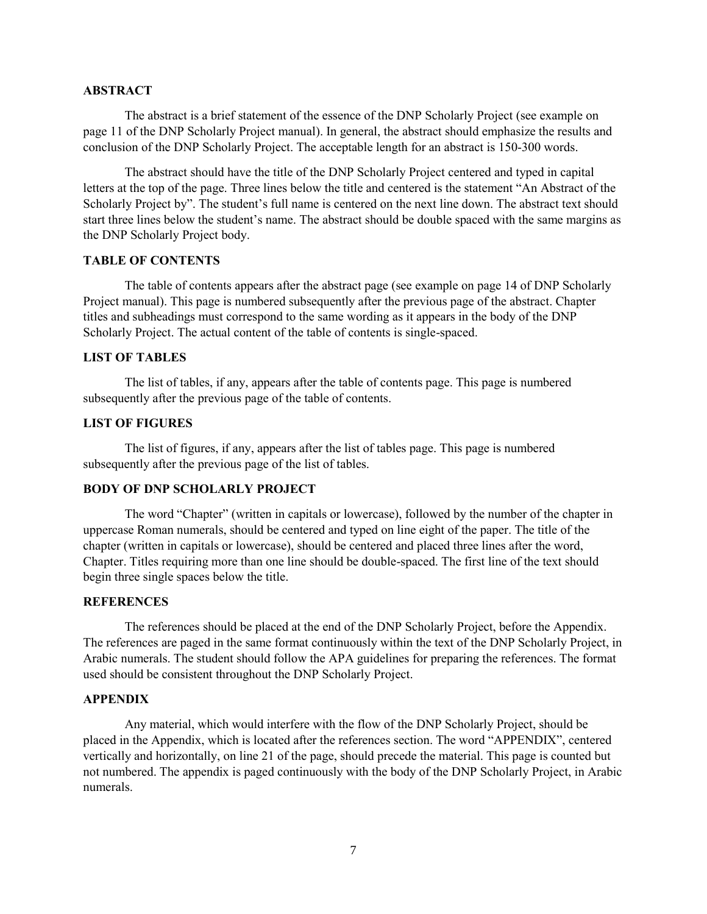## ABSTRACT

The abstract is a brief statement of the essence of the DNP Scholarly Project (see example on page 11 of the DNP Scholarly Project manual). In general, the abstract should emphasize the results and conclusion of the DNP Scholarly Project. The acceptable length for an abstract is 150-300 words.

The abstract should have the title of the DNP Scholarly Project centered and typed in capital letters at the top of the page. Three lines below the title and centered is the statement "An Abstract of the Scholarly Project by". The student's full name is centered on the next line down. The abstract text should start three lines below the student's name. The abstract should be double spaced with the same margins as the DNP Scholarly Project body.

## TABLE OF CONTENTS

The table of contents appears after the abstract page (see example on page 14 of DNP Scholarly Project manual). This page is numbered subsequently after the previous page of the abstract. Chapter titles and subheadings must correspond to the same wording as it appears in the body of the DNP Scholarly Project. The actual content of the table of contents is single-spaced.

## LIST OF TABLES

The list of tables, if any, appears after the table of contents page. This page is numbered subsequently after the previous page of the table of contents.

## LIST OF FIGURES

The list of figures, if any, appears after the list of tables page. This page is numbered subsequently after the previous page of the list of tables.

## BODY OF DNP SCHOLARLY PROJECT

The word "Chapter" (written in capitals or lowercase), followed by the number of the chapter in uppercase Roman numerals, should be centered and typed on line eight of the paper. The title of the chapter (written in capitals or lowercase), should be centered and placed three lines after the word, Chapter. Titles requiring more than one line should be double-spaced. The first line of the text should begin three single spaces below the title.

## REFERENCES

The references should be placed at the end of the DNP Scholarly Project, before the Appendix. The references are paged in the same format continuously within the text of the DNP Scholarly Project, in Arabic numerals. The student should follow the APA guidelines for preparing the references. The format used should be consistent throughout the DNP Scholarly Project.

## APPENDIX

Any material, which would interfere with the flow of the DNP Scholarly Project, should be placed in the Appendix, which is located after the references section. The word "APPENDIX", centered vertically and horizontally, on line 21 of the page, should precede the material. This page is counted but not numbered. The appendix is paged continuously with the body of the DNP Scholarly Project, in Arabic numerals.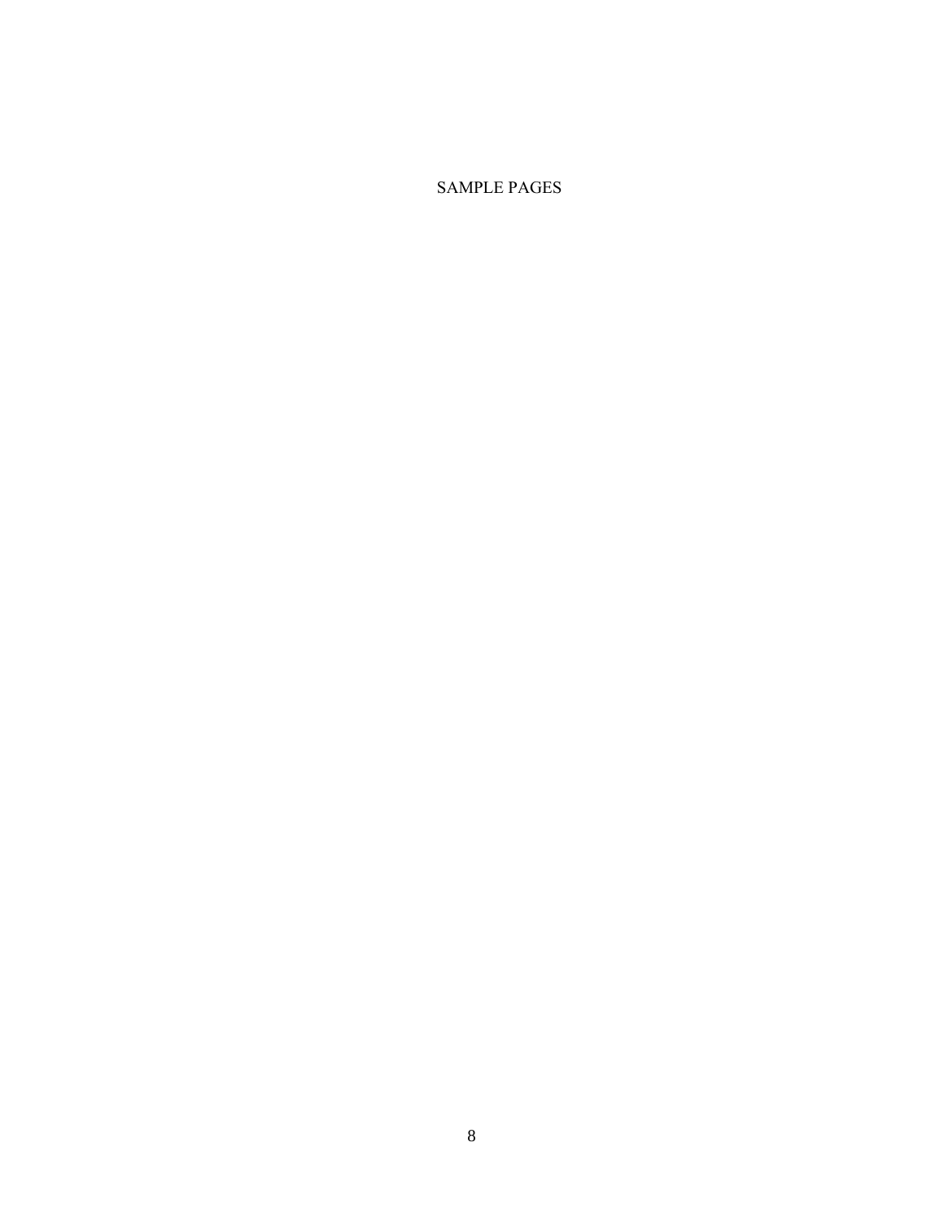SAMPLE PAGES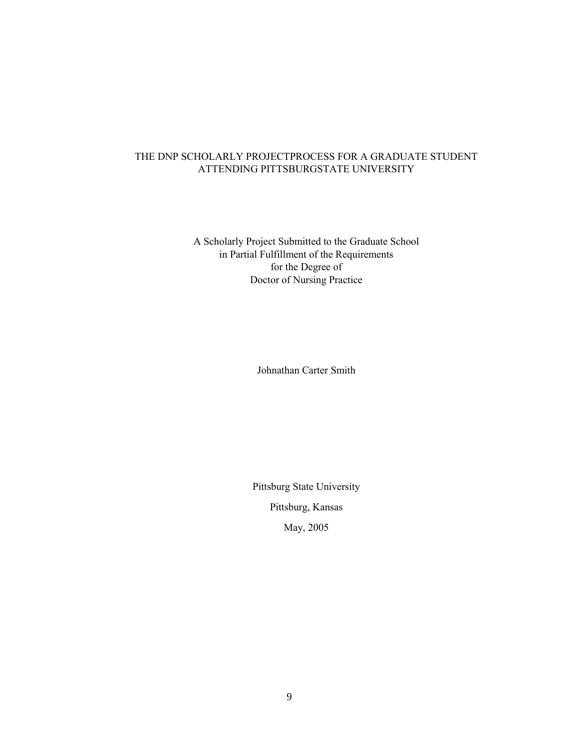THE DNP SCHOLARLY PROJECTPROCESS FOR A GRADUATE STUDENT ATTENDING PITTSBURGSTATE UNIVERSITY

A Scholarly Project Submitted to the Graduate School
in Partial Fulfillment of the Requirements
for the Degree of
Doctor of Nursing Practice

Johnathan Carter Smith

Pittsburg State University

Pittsburg, Kansas

May, 2005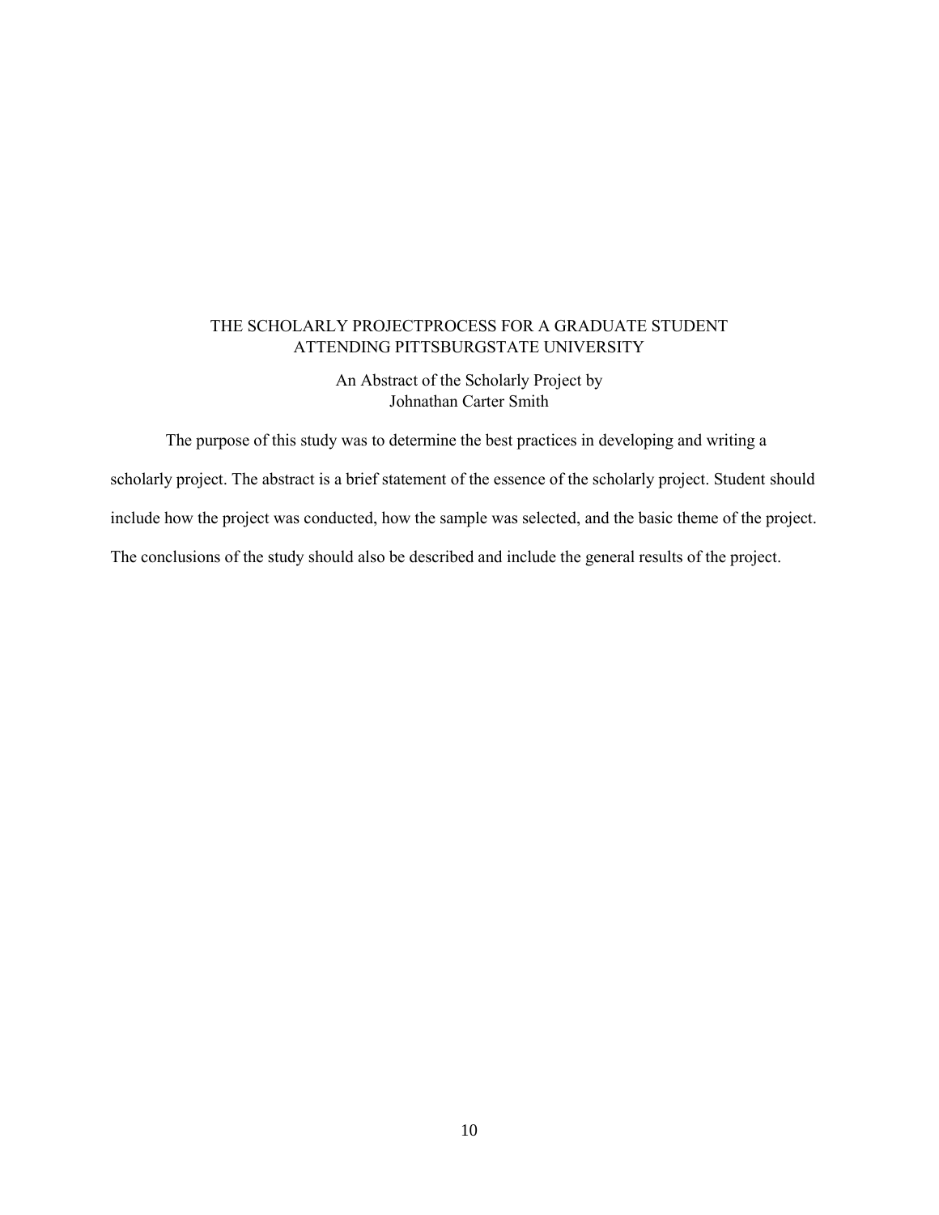THE SCHOLARLY PROJECTPROCESS FOR A GRADUATE STUDENT
ATTENDING PITTSBURGSTATE UNIVERSITY

An Abstract of the Scholarly Project by
Johnathan Carter Smith

The purpose of this study was to determine the best practices in developing and writing a scholarly project. The abstract is a brief statement of the essence of the scholarly project. Student should include how the project was conducted, how the sample was selected, and the basic theme of the project. The conclusions of the study should also be described and include the general results of the project.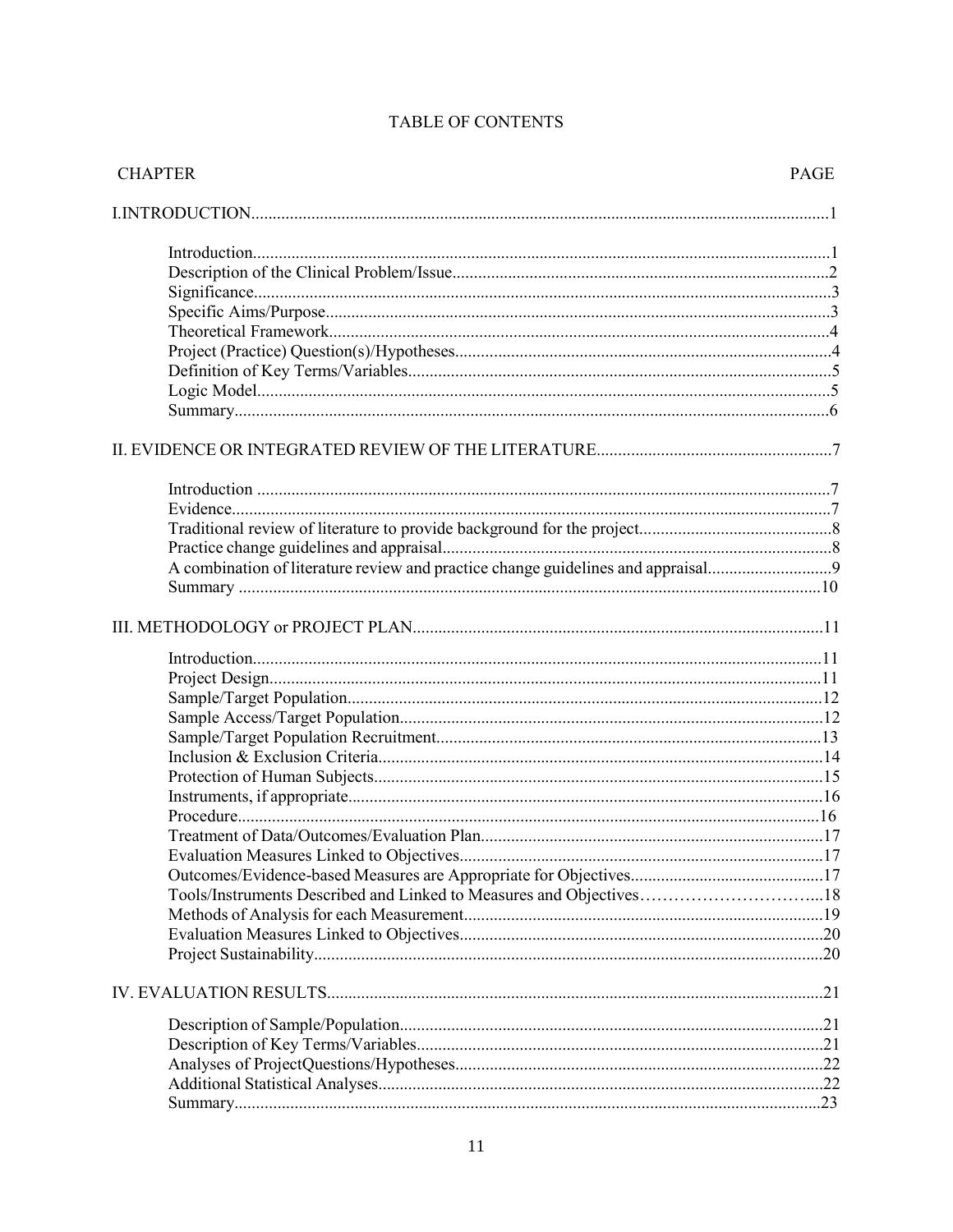# TABLE OF CONTENTS

| CHAPTER | PAGE |
|---|---|
| I.INTRODUCTION | 1 |
| Introduction | 1 |
| Description of the Clinical Problem/Issue | 2 |
| Significance | 3 |
| Specific Aims/Purpose | 3 |
| Theoretical Framework | 4 |
| Project (Practice) Question(s)/Hypotheses | 4 |
| Definition of Key Terms/Variables | 5 |
| Logic Model | 5 |
| Summary | 6 |
| II. EVIDENCE OR INTEGRATED REVIEW OF THE LITERATURE | 7 |
| Introduction | 7 |
| Evidence | 7 |
| Traditional review of literature to provide background for the project | 8 |
| Practice change guidelines and appraisal | 8 |
| A combination of literature review and practice change guidelines and appraisal | 9 |
| Summary | 10 |
| III. METHODOLOGY or PROJECT PLAN | 11 |
| Introduction | 11 |
| Project Design | 11 |
| Sample/Target Population | 12 |
| Sample Access/Target Population | 12 |
| Sample/Target Population Recruitment | 13 |
| Inclusion & Exclusion Criteria | 14 |
| Protection of Human Subjects | 15 |
| Instruments, if appropriate | 16 |
| Procedure | 16 |
| Treatment of Data/Outcomes/Evaluation Plan | 17 |
| Evaluation Measures Linked to Objectives | 17 |
| Outcomes/Evidence-based Measures are Appropriate for Objectives | 17 |
| Tools/Instruments Described and Linked to Measures and Objectives | 18 |
| Methods of Analysis for each Measurement | 19 |
| Evaluation Measures Linked to Objectives | 20 |
| Project Sustainability | 20 |
| IV. EVALUATION RESULTS | 21 |
| Description of Sample/Population | 21 |
| Description of Key Terms/Variables | 21 |
| Analyses of ProjectQuestions/Hypotheses | 22 |
| Additional Statistical Analyses | 22 |
| Summary | 23 |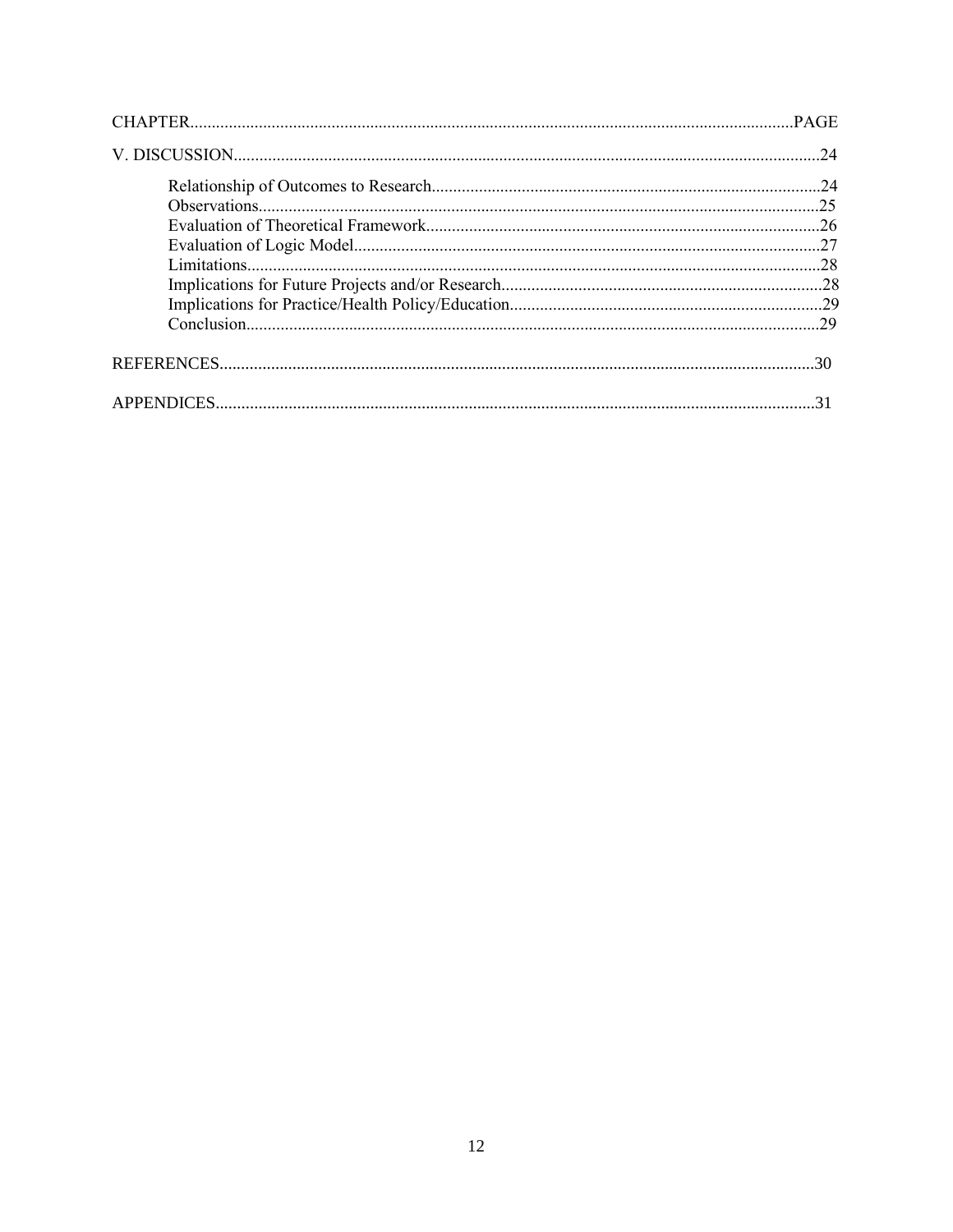CHAPTER...........................................................................................................................................PAGE

V. DISCUSSION.......................................................................................................................................24

Relationship of Outcomes to Research.........................................................................................24
Observations.................................................................................................................................25
Evaluation of Theoretical Framework..........................................................................................26
Evaluation of Logic Model...........................................................................................................27
Limitations....................................................................................................................................28
Implications for Future Projects and/or Research.........................................................................28
Implications for Practice/Health Policy/Education........................................................................29
Conclusion....................................................................................................................................29

REFERENCES.........................................................................................................................................30

APPENDICES..........................................................................................................................................31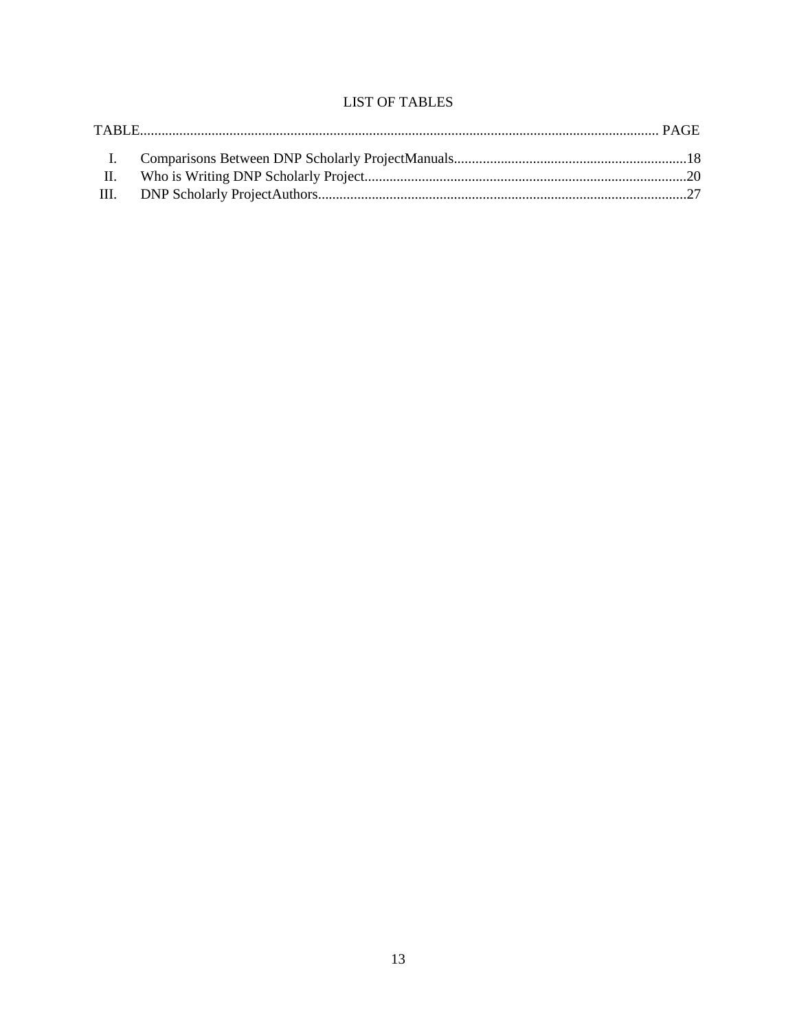# LIST OF TABLES

| TABLE | | PAGE |
|---|---|---|
| I. | Comparisons Between DNP Scholarly ProjectManuals | 18 |
| II. | Who is Writing DNP Scholarly Project | 20 |
| III. | DNP Scholarly ProjectAuthors | 27 |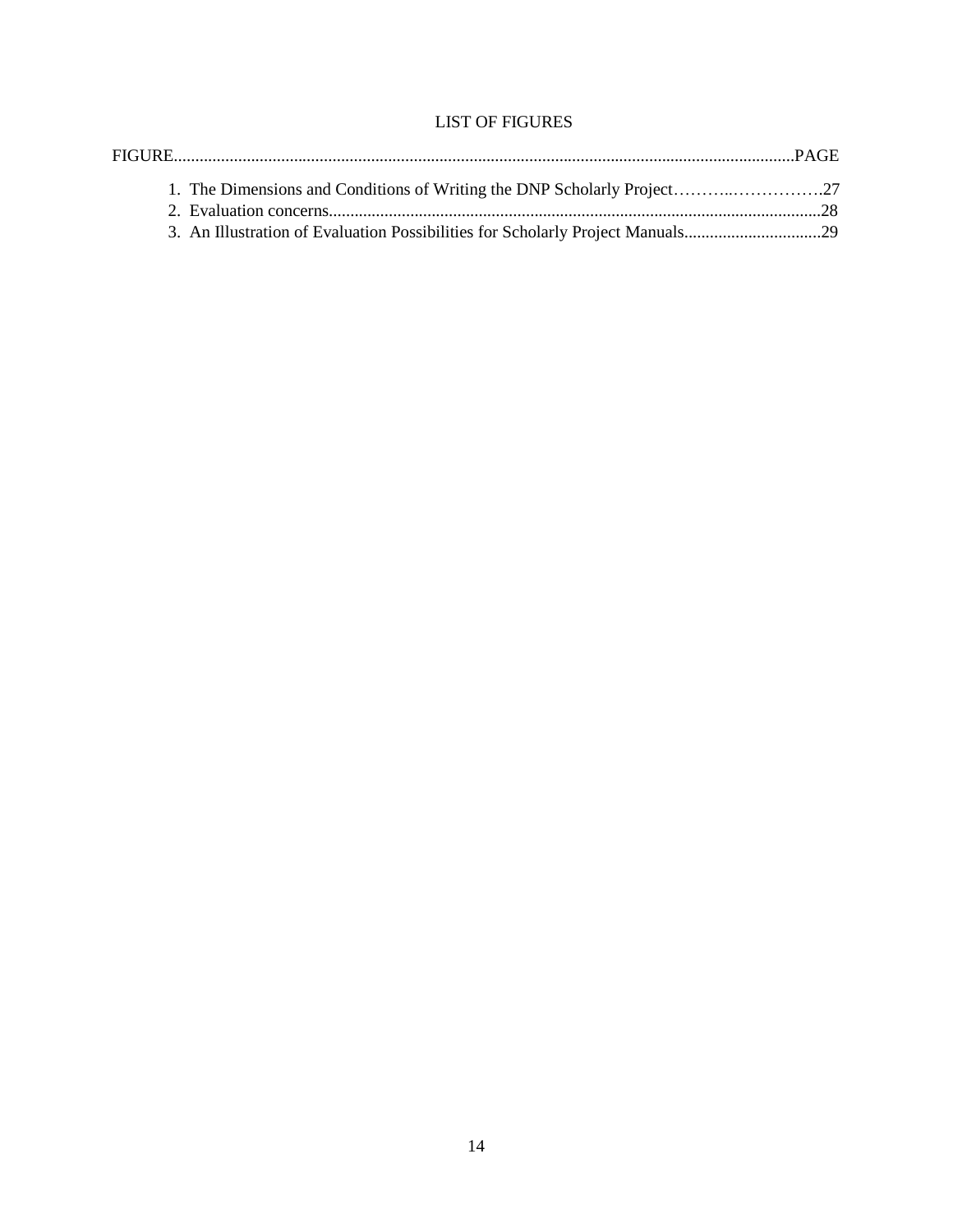# LIST OF FIGURES

FIGURE.....................................................................................................................................................PAGE

1. The Dimensions and Conditions of Writing the DNP Scholarly Project………..…………….27
2. Evaluation concerns..................................................................................................................28
3. An Illustration of Evaluation Possibilities for Scholarly Project Manuals................................29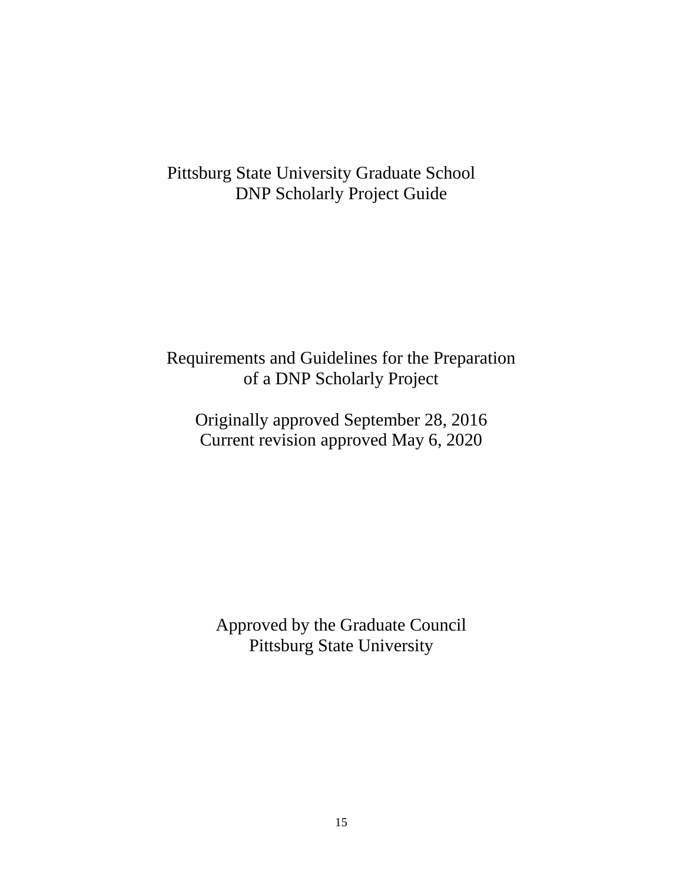# Pittsburg State University Graduate School
## DNP Scholarly Project Guide

Requirements and Guidelines for the Preparation of a DNP Scholarly Project

Originally approved September 28, 2016
Current revision approved May 6, 2020

Approved by the Graduate Council
Pittsburg State University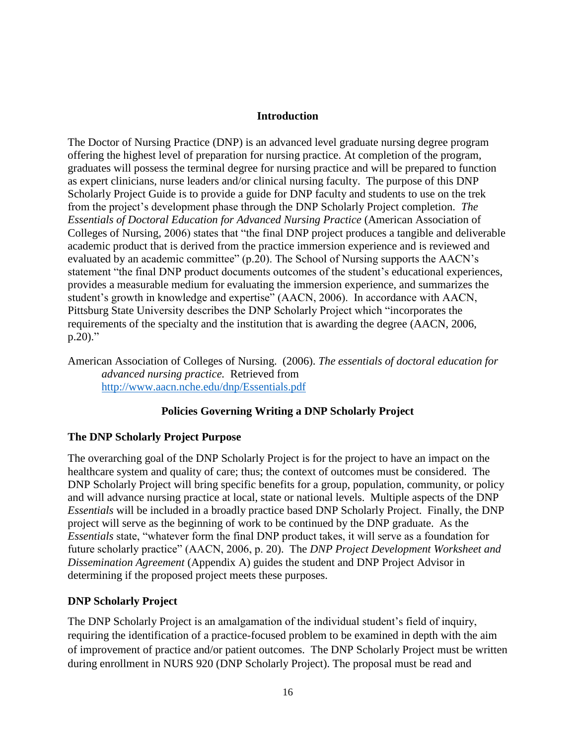## Introduction

The Doctor of Nursing Practice (DNP) is an advanced level graduate nursing degree program offering the highest level of preparation for nursing practice. At completion of the program, graduates will possess the terminal degree for nursing practice and will be prepared to function as expert clinicians, nurse leaders and/or clinical nursing faculty. The purpose of this DNP Scholarly Project Guide is to provide a guide for DNP faculty and students to use on the trek from the project's development phase through the DNP Scholarly Project completion. *The Essentials of Doctoral Education for Advanced Nursing Practice* (American Association of Colleges of Nursing, 2006) states that "the final DNP project produces a tangible and deliverable academic product that is derived from the practice immersion experience and is reviewed and evaluated by an academic committee" (p.20). The School of Nursing supports the AACN's statement "the final DNP product documents outcomes of the student's educational experiences, provides a measurable medium for evaluating the immersion experience, and summarizes the student's growth in knowledge and expertise" (AACN, 2006). In accordance with AACN, Pittsburg State University describes the DNP Scholarly Project which "incorporates the requirements of the specialty and the institution that is awarding the degree (AACN, 2006, p.20)."

American Association of Colleges of Nursing. (2006). *The essentials of doctoral education for advanced nursing practice.* Retrieved from http://www.aacn.nche.edu/dnp/Essentials.pdf

## Policies Governing Writing a DNP Scholarly Project

### The DNP Scholarly Project Purpose

The overarching goal of the DNP Scholarly Project is for the project to have an impact on the healthcare system and quality of care; thus; the context of outcomes must be considered. The DNP Scholarly Project will bring specific benefits for a group, population, community, or policy and will advance nursing practice at local, state or national levels. Multiple aspects of the DNP *Essentials* will be included in a broadly practice based DNP Scholarly Project. Finally, the DNP project will serve as the beginning of work to be continued by the DNP graduate. As the *Essentials* state, "whatever form the final DNP product takes, it will serve as a foundation for future scholarly practice" (AACN, 2006, p. 20). The *DNP Project Development Worksheet and Dissemination Agreement* (Appendix A) guides the student and DNP Project Advisor in determining if the proposed project meets these purposes.

### DNP Scholarly Project

The DNP Scholarly Project is an amalgamation of the individual student's field of inquiry, requiring the identification of a practice-focused problem to be examined in depth with the aim of improvement of practice and/or patient outcomes. The DNP Scholarly Project must be written during enrollment in NURS 920 (DNP Scholarly Project). The proposal must be read and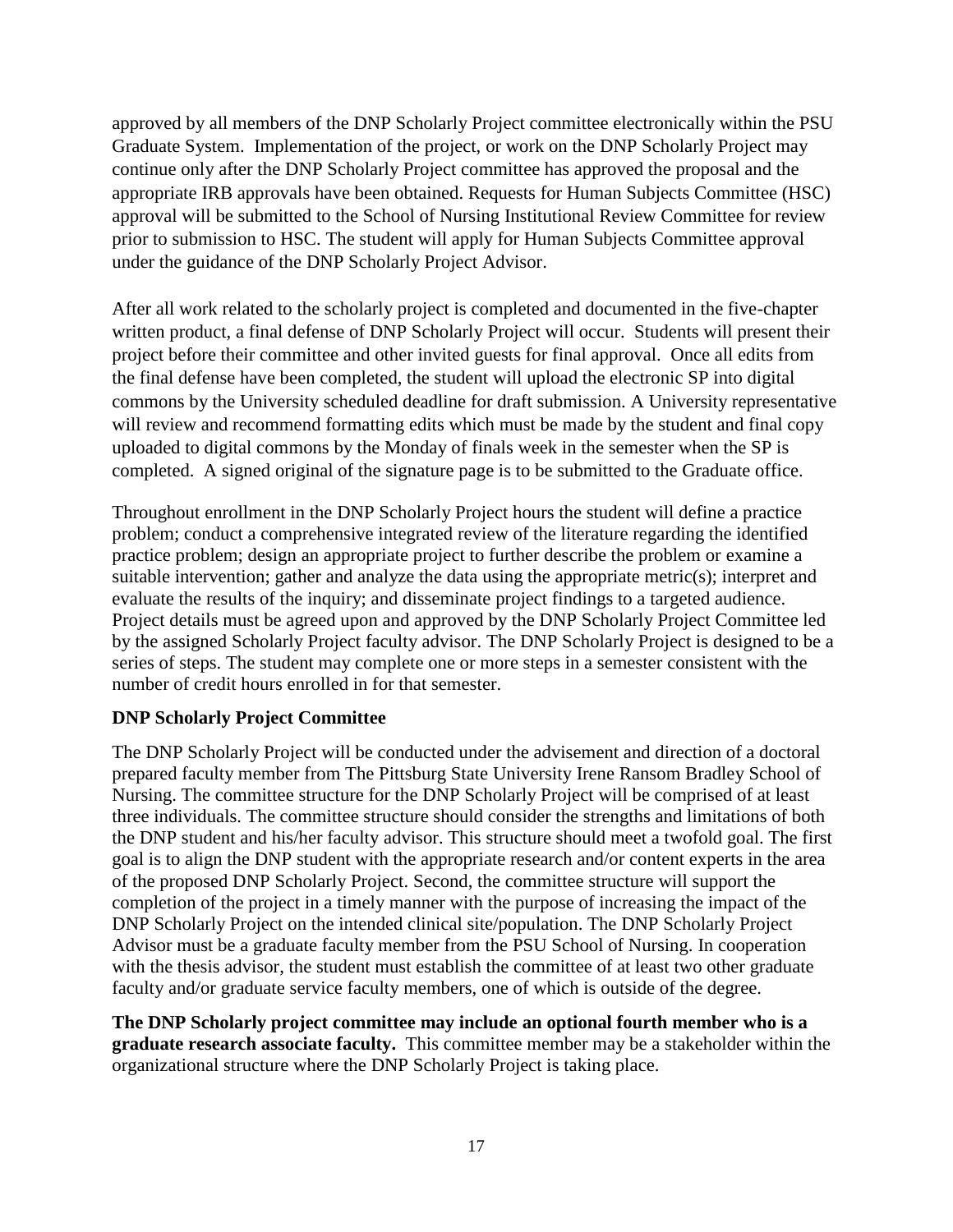approved by all members of the DNP Scholarly Project committee electronically within the PSU Graduate System. Implementation of the project, or work on the DNP Scholarly Project may continue only after the DNP Scholarly Project committee has approved the proposal and the appropriate IRB approvals have been obtained. Requests for Human Subjects Committee (HSC) approval will be submitted to the School of Nursing Institutional Review Committee for review prior to submission to HSC. The student will apply for Human Subjects Committee approval under the guidance of the DNP Scholarly Project Advisor.

After all work related to the scholarly project is completed and documented in the five-chapter written product, a final defense of DNP Scholarly Project will occur. Students will present their project before their committee and other invited guests for final approval. Once all edits from the final defense have been completed, the student will upload the electronic SP into digital commons by the University scheduled deadline for draft submission. A University representative will review and recommend formatting edits which must be made by the student and final copy uploaded to digital commons by the Monday of finals week in the semester when the SP is completed. A signed original of the signature page is to be submitted to the Graduate office.

Throughout enrollment in the DNP Scholarly Project hours the student will define a practice problem; conduct a comprehensive integrated review of the literature regarding the identified practice problem; design an appropriate project to further describe the problem or examine a suitable intervention; gather and analyze the data using the appropriate metric(s); interpret and evaluate the results of the inquiry; and disseminate project findings to a targeted audience. Project details must be agreed upon and approved by the DNP Scholarly Project Committee led by the assigned Scholarly Project faculty advisor. The DNP Scholarly Project is designed to be a series of steps. The student may complete one or more steps in a semester consistent with the number of credit hours enrolled in for that semester.

**DNP Scholarly Project Committee**

The DNP Scholarly Project will be conducted under the advisement and direction of a doctoral prepared faculty member from The Pittsburg State University Irene Ransom Bradley School of Nursing. The committee structure for the DNP Scholarly Project will be comprised of at least three individuals. The committee structure should consider the strengths and limitations of both the DNP student and his/her faculty advisor. This structure should meet a twofold goal. The first goal is to align the DNP student with the appropriate research and/or content experts in the area of the proposed DNP Scholarly Project. Second, the committee structure will support the completion of the project in a timely manner with the purpose of increasing the impact of the DNP Scholarly Project on the intended clinical site/population. The DNP Scholarly Project Advisor must be a graduate faculty member from the PSU School of Nursing. In cooperation with the thesis advisor, the student must establish the committee of at least two other graduate faculty and/or graduate service faculty members, one of which is outside of the degree.

**The DNP Scholarly project committee may include an optional fourth member who is a graduate research associate faculty.** This committee member may be a stakeholder within the organizational structure where the DNP Scholarly Project is taking place.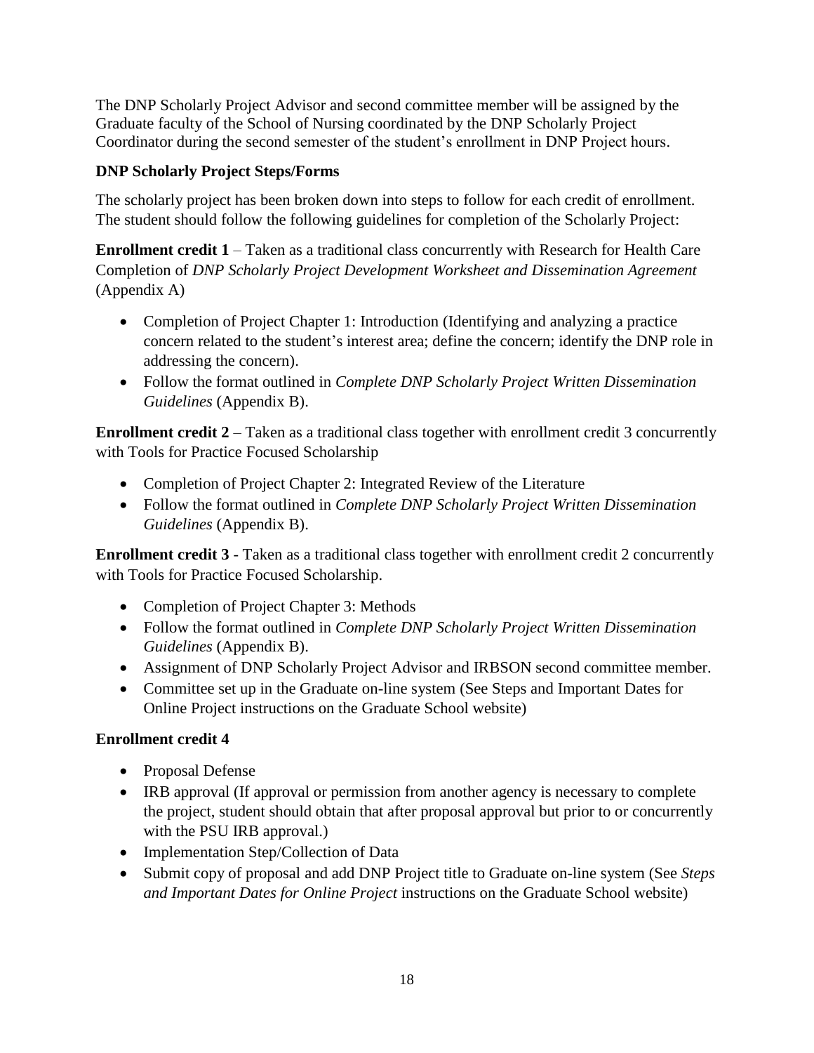The DNP Scholarly Project Advisor and second committee member will be assigned by the Graduate faculty of the School of Nursing coordinated by the DNP Scholarly Project Coordinator during the second semester of the student's enrollment in DNP Project hours.

### DNP Scholarly Project Steps/Forms

The scholarly project has been broken down into steps to follow for each credit of enrollment. The student should follow the following guidelines for completion of the Scholarly Project:

**Enrollment credit 1** – Taken as a traditional class concurrently with Research for Health Care Completion of *DNP Scholarly Project Development Worksheet and Dissemination Agreement* (Appendix A)

- Completion of Project Chapter 1: Introduction (Identifying and analyzing a practice concern related to the student's interest area; define the concern; identify the DNP role in addressing the concern).
- Follow the format outlined in *Complete DNP Scholarly Project Written Dissemination Guidelines* (Appendix B).

**Enrollment credit 2** – Taken as a traditional class together with enrollment credit 3 concurrently with Tools for Practice Focused Scholarship

- Completion of Project Chapter 2: Integrated Review of the Literature
- Follow the format outlined in *Complete DNP Scholarly Project Written Dissemination Guidelines* (Appendix B).

**Enrollment credit 3** - Taken as a traditional class together with enrollment credit 2 concurrently with Tools for Practice Focused Scholarship.

- Completion of Project Chapter 3: Methods
- Follow the format outlined in *Complete DNP Scholarly Project Written Dissemination Guidelines* (Appendix B).
- Assignment of DNP Scholarly Project Advisor and IRBSON second committee member.
- Committee set up in the Graduate on-line system (See Steps and Important Dates for Online Project instructions on the Graduate School website)

**Enrollment credit 4**

- Proposal Defense
- IRB approval (If approval or permission from another agency is necessary to complete the project, student should obtain that after proposal approval but prior to or concurrently with the PSU IRB approval.)
- Implementation Step/Collection of Data
- Submit copy of proposal and add DNP Project title to Graduate on-line system (See *Steps and Important Dates for Online Project* instructions on the Graduate School website)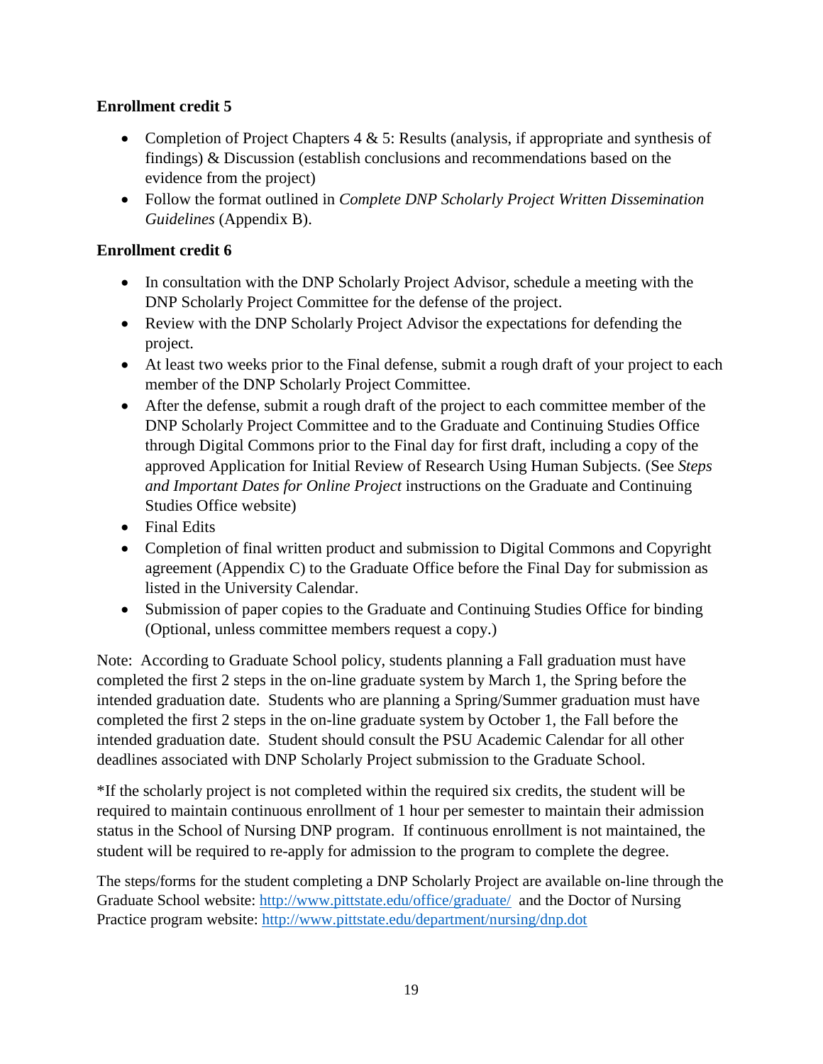**Enrollment credit 5**

- Completion of Project Chapters 4 & 5: Results (analysis, if appropriate and synthesis of findings) & Discussion (establish conclusions and recommendations based on the evidence from the project)
- Follow the format outlined in *Complete DNP Scholarly Project Written Dissemination Guidelines* (Appendix B).

**Enrollment credit 6**

- In consultation with the DNP Scholarly Project Advisor, schedule a meeting with the DNP Scholarly Project Committee for the defense of the project.
- Review with the DNP Scholarly Project Advisor the expectations for defending the project.
- At least two weeks prior to the Final defense, submit a rough draft of your project to each member of the DNP Scholarly Project Committee.
- After the defense, submit a rough draft of the project to each committee member of the DNP Scholarly Project Committee and to the Graduate and Continuing Studies Office through Digital Commons prior to the Final day for first draft, including a copy of the approved Application for Initial Review of Research Using Human Subjects. (See *Steps and Important Dates for Online Project* instructions on the Graduate and Continuing Studies Office website)
- Final Edits
- Completion of final written product and submission to Digital Commons and Copyright agreement (Appendix C) to the Graduate Office before the Final Day for submission as listed in the University Calendar.
- Submission of paper copies to the Graduate and Continuing Studies Office for binding (Optional, unless committee members request a copy.)

Note: According to Graduate School policy, students planning a Fall graduation must have completed the first 2 steps in the on-line graduate system by March 1, the Spring before the intended graduation date. Students who are planning a Spring/Summer graduation must have completed the first 2 steps in the on-line graduate system by October 1, the Fall before the intended graduation date. Student should consult the PSU Academic Calendar for all other deadlines associated with DNP Scholarly Project submission to the Graduate School.

*If the scholarly project is not completed within the required six credits, the student will be required to maintain continuous enrollment of 1 hour per semester to maintain their admission status in the School of Nursing DNP program. If continuous enrollment is not maintained, the student will be required to re-apply for admission to the program to complete the degree.

The steps/forms for the student completing a DNP Scholarly Project are available on-line through the Graduate School website: http://www.pittstate.edu/office/graduate/ and the Doctor of Nursing Practice program website: http://www.pittstate.edu/department/nursing/dnp.dot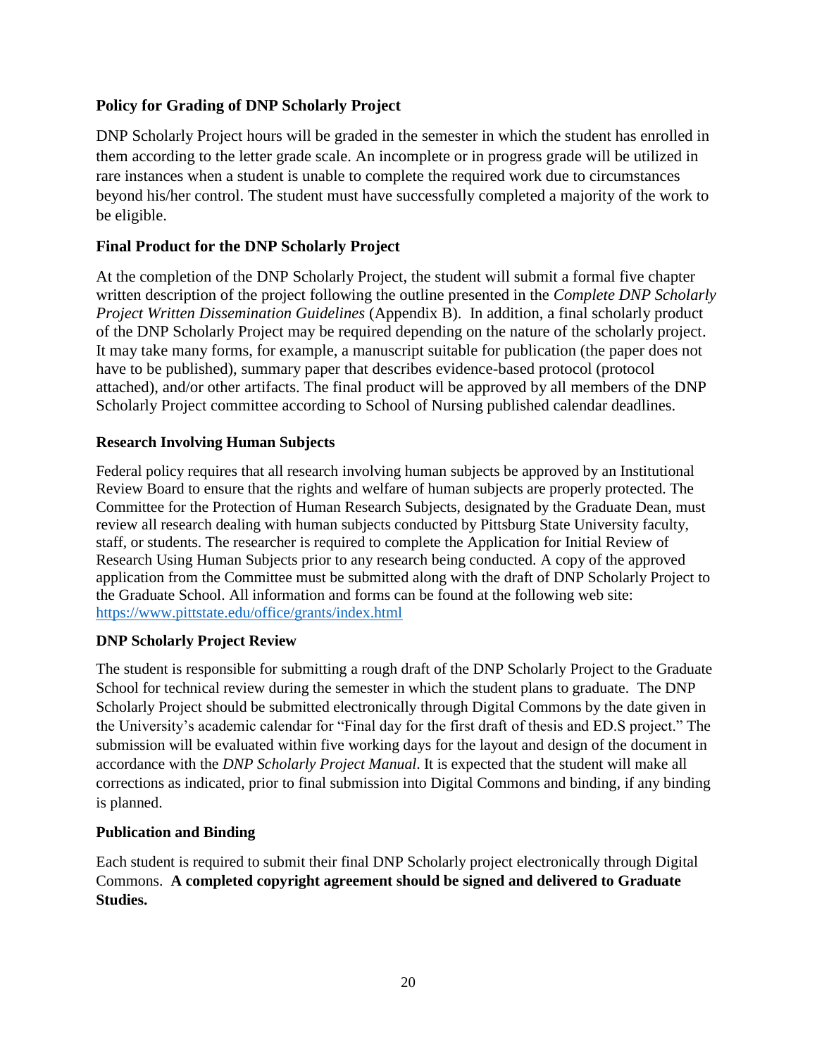### Policy for Grading of DNP Scholarly Project

DNP Scholarly Project hours will be graded in the semester in which the student has enrolled in them according to the letter grade scale. An incomplete or in progress grade will be utilized in rare instances when a student is unable to complete the required work due to circumstances beyond his/her control. The student must have successfully completed a majority of the work to be eligible.

### Final Product for the DNP Scholarly Project

At the completion of the DNP Scholarly Project, the student will submit a formal five chapter written description of the project following the outline presented in the *Complete DNP Scholarly Project Written Dissemination Guidelines* (Appendix B). In addition, a final scholarly product of the DNP Scholarly Project may be required depending on the nature of the scholarly project. It may take many forms, for example, a manuscript suitable for publication (the paper does not have to be published), summary paper that describes evidence-based protocol (protocol attached), and/or other artifacts. The final product will be approved by all members of the DNP Scholarly Project committee according to School of Nursing published calendar deadlines.

### Research Involving Human Subjects

Federal policy requires that all research involving human subjects be approved by an Institutional Review Board to ensure that the rights and welfare of human subjects are properly protected. The Committee for the Protection of Human Research Subjects, designated by the Graduate Dean, must review all research dealing with human subjects conducted by Pittsburg State University faculty, staff, or students. The researcher is required to complete the Application for Initial Review of Research Using Human Subjects prior to any research being conducted. A copy of the approved application from the Committee must be submitted along with the draft of DNP Scholarly Project to the Graduate School. All information and forms can be found at the following web site: https://www.pittstate.edu/office/grants/index.html

### DNP Scholarly Project Review

The student is responsible for submitting a rough draft of the DNP Scholarly Project to the Graduate School for technical review during the semester in which the student plans to graduate. The DNP Scholarly Project should be submitted electronically through Digital Commons by the date given in the University's academic calendar for "Final day for the first draft of thesis and ED.S project." The submission will be evaluated within five working days for the layout and design of the document in accordance with the *DNP Scholarly Project Manual*. It is expected that the student will make all corrections as indicated, prior to final submission into Digital Commons and binding, if any binding is planned.

### Publication and Binding

Each student is required to submit their final DNP Scholarly project electronically through Digital Commons. **A completed copyright agreement should be signed and delivered to Graduate Studies.**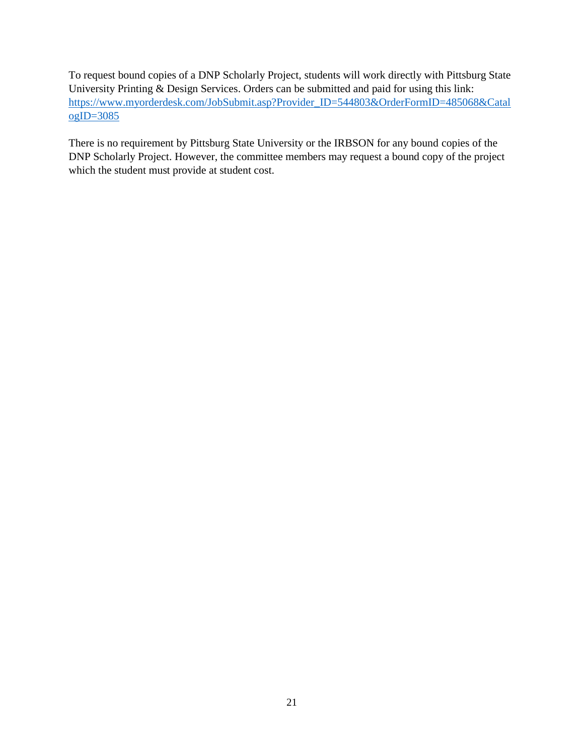To request bound copies of a DNP Scholarly Project, students will work directly with Pittsburg State University Printing & Design Services. Orders can be submitted and paid for using this link: https://www.myorderdesk.com/JobSubmit.asp?Provider_ID=544803&OrderFormID=485068&CatalogID=3085

There is no requirement by Pittsburg State University or the IRBSON for any bound copies of the DNP Scholarly Project. However, the committee members may request a bound copy of the project which the student must provide at student cost.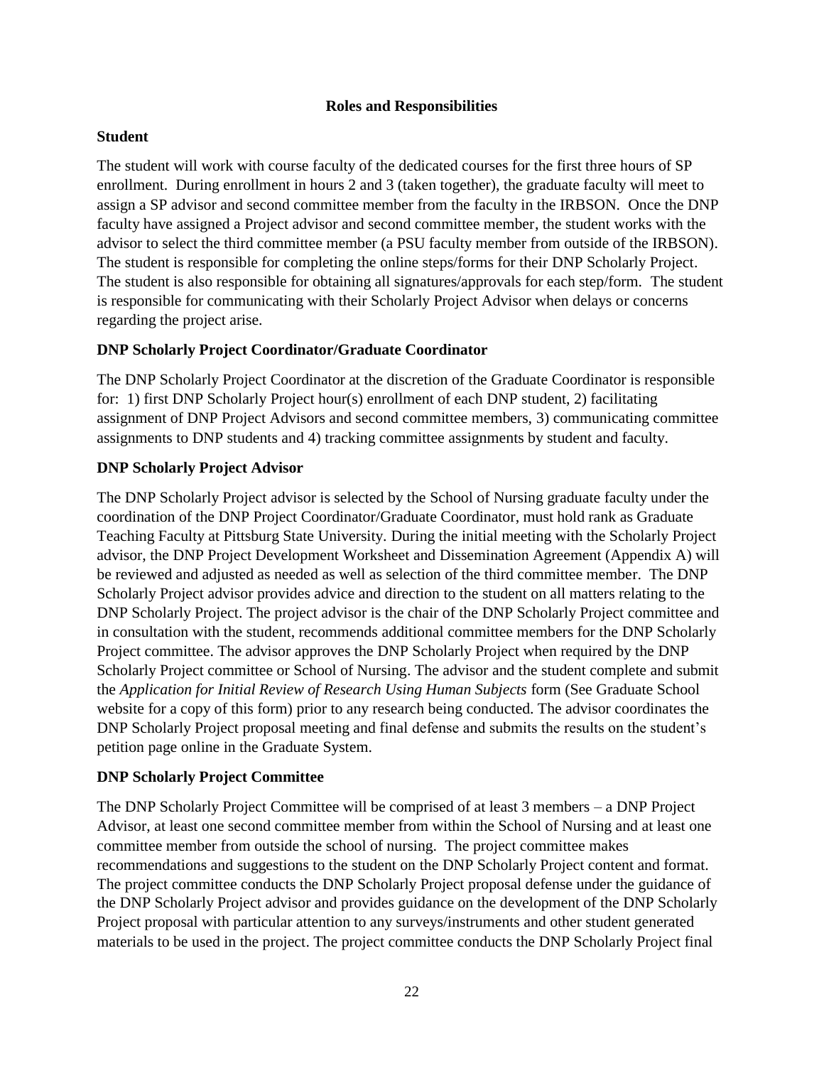## Roles and Responsibilities

### Student

The student will work with course faculty of the dedicated courses for the first three hours of SP enrollment. During enrollment in hours 2 and 3 (taken together), the graduate faculty will meet to assign a SP advisor and second committee member from the faculty in the IRBSON. Once the DNP faculty have assigned a Project advisor and second committee member, the student works with the advisor to select the third committee member (a PSU faculty member from outside of the IRBSON). The student is responsible for completing the online steps/forms for their DNP Scholarly Project. The student is also responsible for obtaining all signatures/approvals for each step/form. The student is responsible for communicating with their Scholarly Project Advisor when delays or concerns regarding the project arise.

### DNP Scholarly Project Coordinator/Graduate Coordinator

The DNP Scholarly Project Coordinator at the discretion of the Graduate Coordinator is responsible for: 1) first DNP Scholarly Project hour(s) enrollment of each DNP student, 2) facilitating assignment of DNP Project Advisors and second committee members, 3) communicating committee assignments to DNP students and 4) tracking committee assignments by student and faculty.

### DNP Scholarly Project Advisor

The DNP Scholarly Project advisor is selected by the School of Nursing graduate faculty under the coordination of the DNP Project Coordinator/Graduate Coordinator, must hold rank as Graduate Teaching Faculty at Pittsburg State University. During the initial meeting with the Scholarly Project advisor, the DNP Project Development Worksheet and Dissemination Agreement (Appendix A) will be reviewed and adjusted as needed as well as selection of the third committee member. The DNP Scholarly Project advisor provides advice and direction to the student on all matters relating to the DNP Scholarly Project. The project advisor is the chair of the DNP Scholarly Project committee and in consultation with the student, recommends additional committee members for the DNP Scholarly Project committee. The advisor approves the DNP Scholarly Project when required by the DNP Scholarly Project committee or School of Nursing. The advisor and the student complete and submit the *Application for Initial Review of Research Using Human Subjects* form (See Graduate School website for a copy of this form) prior to any research being conducted. The advisor coordinates the DNP Scholarly Project proposal meeting and final defense and submits the results on the student's petition page online in the Graduate System.

### DNP Scholarly Project Committee

The DNP Scholarly Project Committee will be comprised of at least 3 members – a DNP Project Advisor, at least one second committee member from within the School of Nursing and at least one committee member from outside the school of nursing. The project committee makes recommendations and suggestions to the student on the DNP Scholarly Project content and format. The project committee conducts the DNP Scholarly Project proposal defense under the guidance of the DNP Scholarly Project advisor and provides guidance on the development of the DNP Scholarly Project proposal with particular attention to any surveys/instruments and other student generated materials to be used in the project. The project committee conducts the DNP Scholarly Project final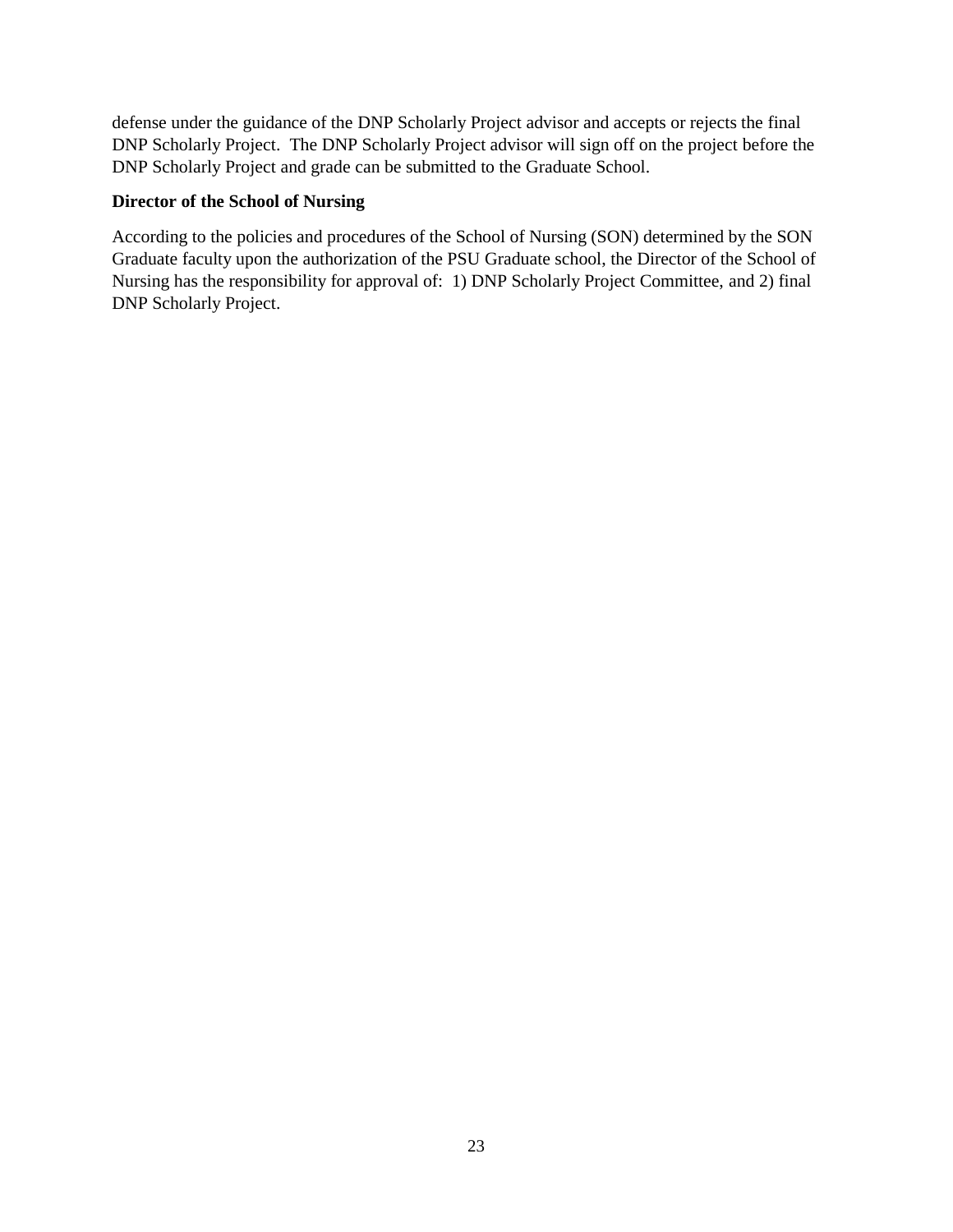defense under the guidance of the DNP Scholarly Project advisor and accepts or rejects the final DNP Scholarly Project. The DNP Scholarly Project advisor will sign off on the project before the DNP Scholarly Project and grade can be submitted to the Graduate School.

**Director of the School of Nursing**

According to the policies and procedures of the School of Nursing (SON) determined by the SON Graduate faculty upon the authorization of the PSU Graduate school, the Director of the School of Nursing has the responsibility for approval of: 1) DNP Scholarly Project Committee, and 2) final DNP Scholarly Project.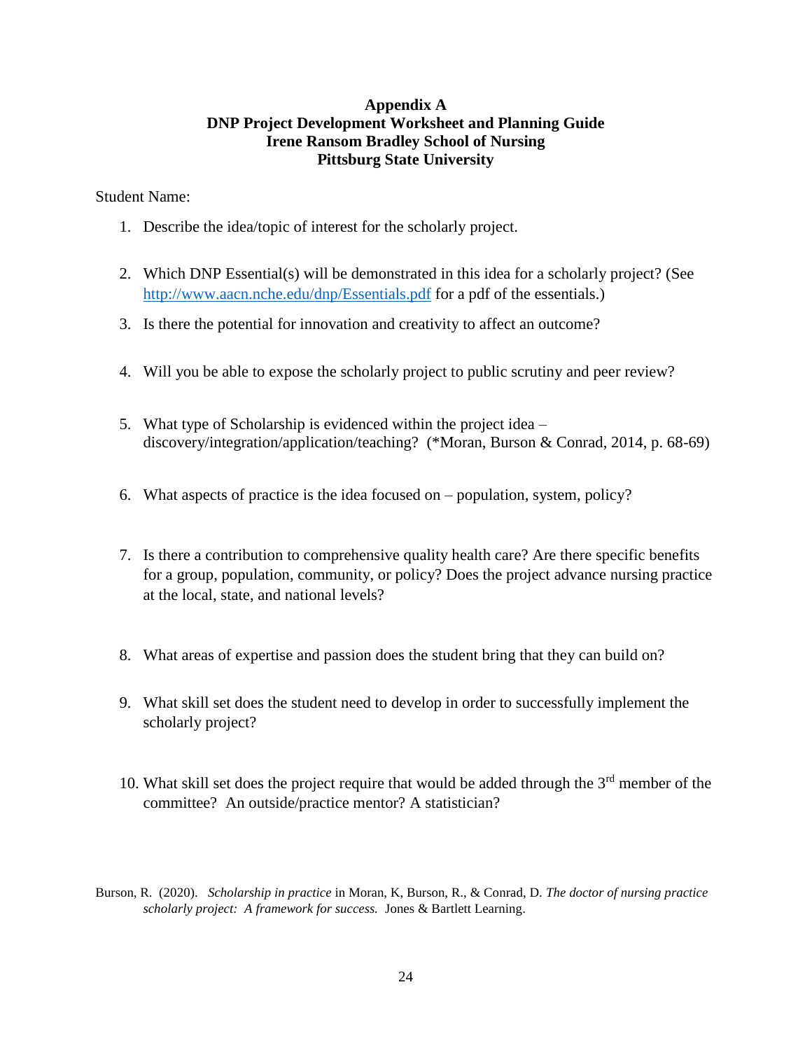# Appendix A
## DNP Project Development Worksheet and Planning Guide
## Irene Ransom Bradley School of Nursing
## Pittsburg State University

Student Name:

1. Describe the idea/topic of interest for the scholarly project.
2. Which DNP Essential(s) will be demonstrated in this idea for a scholarly project? (See http://www.aacn.nche.edu/dnp/Essentials.pdf for a pdf of the essentials.)
3. Is there the potential for innovation and creativity to affect an outcome?
4. Will you be able to expose the scholarly project to public scrutiny and peer review?
5. What type of Scholarship is evidenced within the project idea – discovery/integration/application/teaching? (*Moran, Burson & Conrad, 2014, p. 68-69)
6. What aspects of practice is the idea focused on – population, system, policy?
7. Is there a contribution to comprehensive quality health care? Are there specific benefits for a group, population, community, or policy? Does the project advance nursing practice at the local, state, and national levels?
8. What areas of expertise and passion does the student bring that they can build on?
9. What skill set does the student need to develop in order to successfully implement the scholarly project?
10. What skill set does the project require that would be added through the 3rd member of the committee? An outside/practice mentor? A statistician?

Burson, R. (2020). *Scholarship in practice* in Moran, K, Burson, R., & Conrad, D. *The doctor of nursing practice scholarly project: A framework for success.* Jones & Bartlett Learning.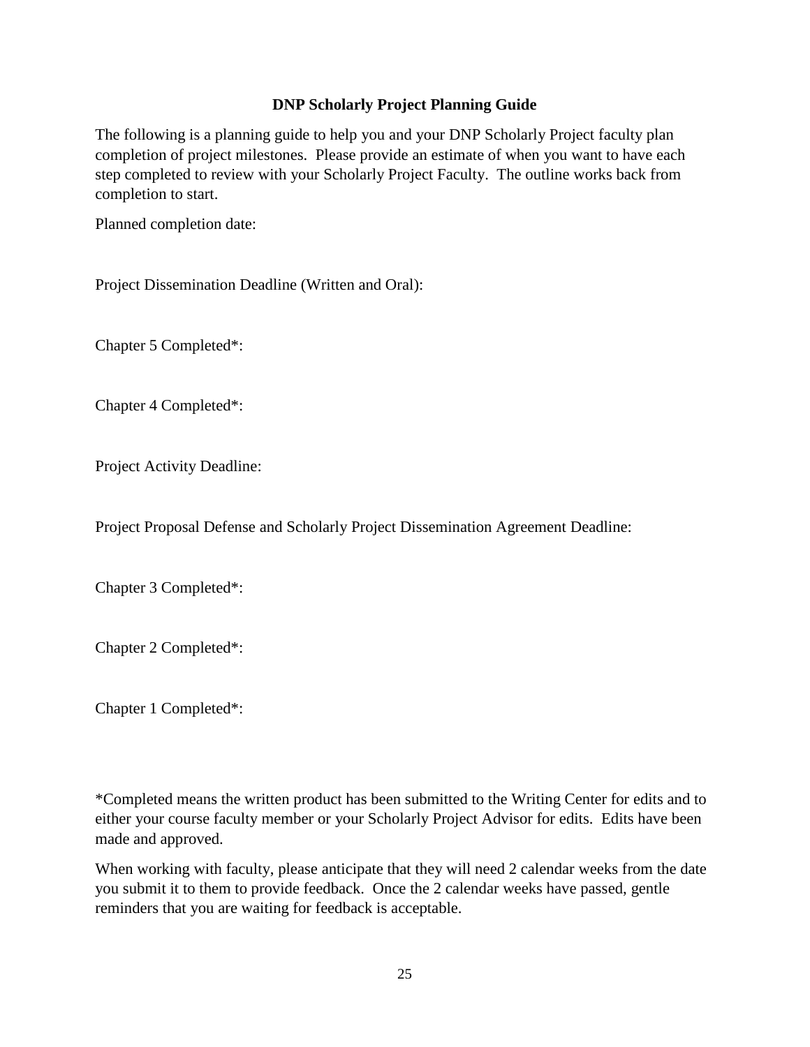**DNP Scholarly Project Planning Guide**

The following is a planning guide to help you and your DNP Scholarly Project faculty plan completion of project milestones. Please provide an estimate of when you want to have each step completed to review with your Scholarly Project Faculty. The outline works back from completion to start.

Planned completion date:

Project Dissemination Deadline (Written and Oral):

Chapter 5 Completed*:

Chapter 4 Completed*:

Project Activity Deadline:

Project Proposal Defense and Scholarly Project Dissemination Agreement Deadline:

Chapter 3 Completed*:

Chapter 2 Completed*:

Chapter 1 Completed*:

*Completed means the written product has been submitted to the Writing Center for edits and to either your course faculty member or your Scholarly Project Advisor for edits. Edits have been made and approved.

When working with faculty, please anticipate that they will need 2 calendar weeks from the date you submit it to them to provide feedback. Once the 2 calendar weeks have passed, gentle reminders that you are waiting for feedback is acceptable.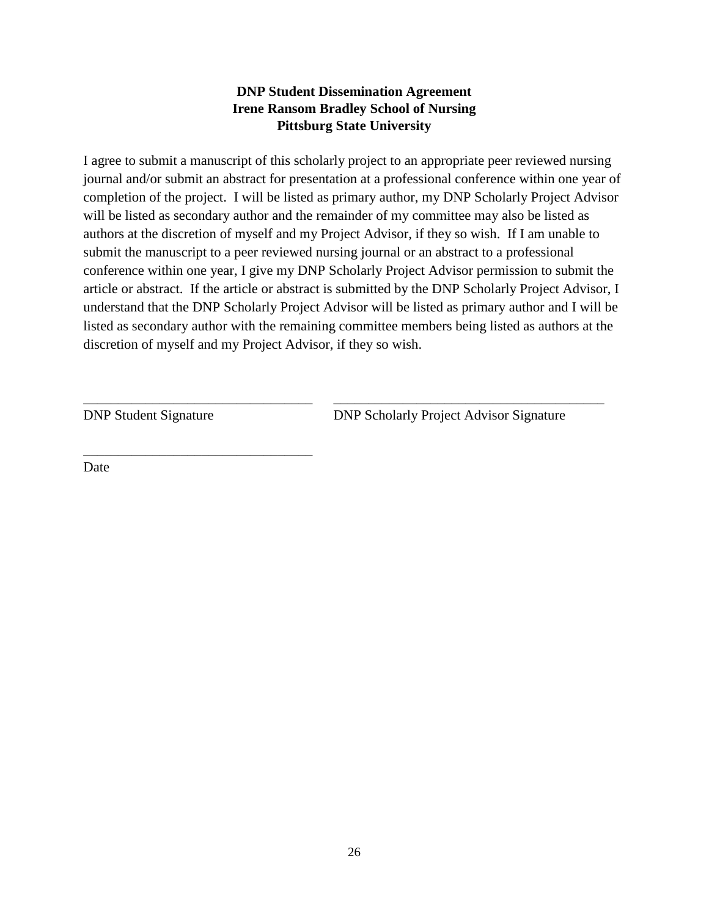**DNP Student Dissemination Agreement**
**Irene Ransom Bradley School of Nursing**
**Pittsburg State University**

I agree to submit a manuscript of this scholarly project to an appropriate peer reviewed nursing journal and/or submit an abstract for presentation at a professional conference within one year of completion of the project. I will be listed as primary author, my DNP Scholarly Project Advisor will be listed as secondary author and the remainder of my committee may also be listed as authors at the discretion of myself and my Project Advisor, if they so wish. If I am unable to submit the manuscript to a peer reviewed nursing journal or an abstract to a professional conference within one year, I give my DNP Scholarly Project Advisor permission to submit the article or abstract. If the article or abstract is submitted by the DNP Scholarly Project Advisor, I understand that the DNP Scholarly Project Advisor will be listed as primary author and I will be listed as secondary author with the remaining committee members being listed as authors at the discretion of myself and my Project Advisor, if they so wish.

________________________________ ________________________________________
DNP Student Signature DNP Scholarly Project Advisor Signature

________________________________
Date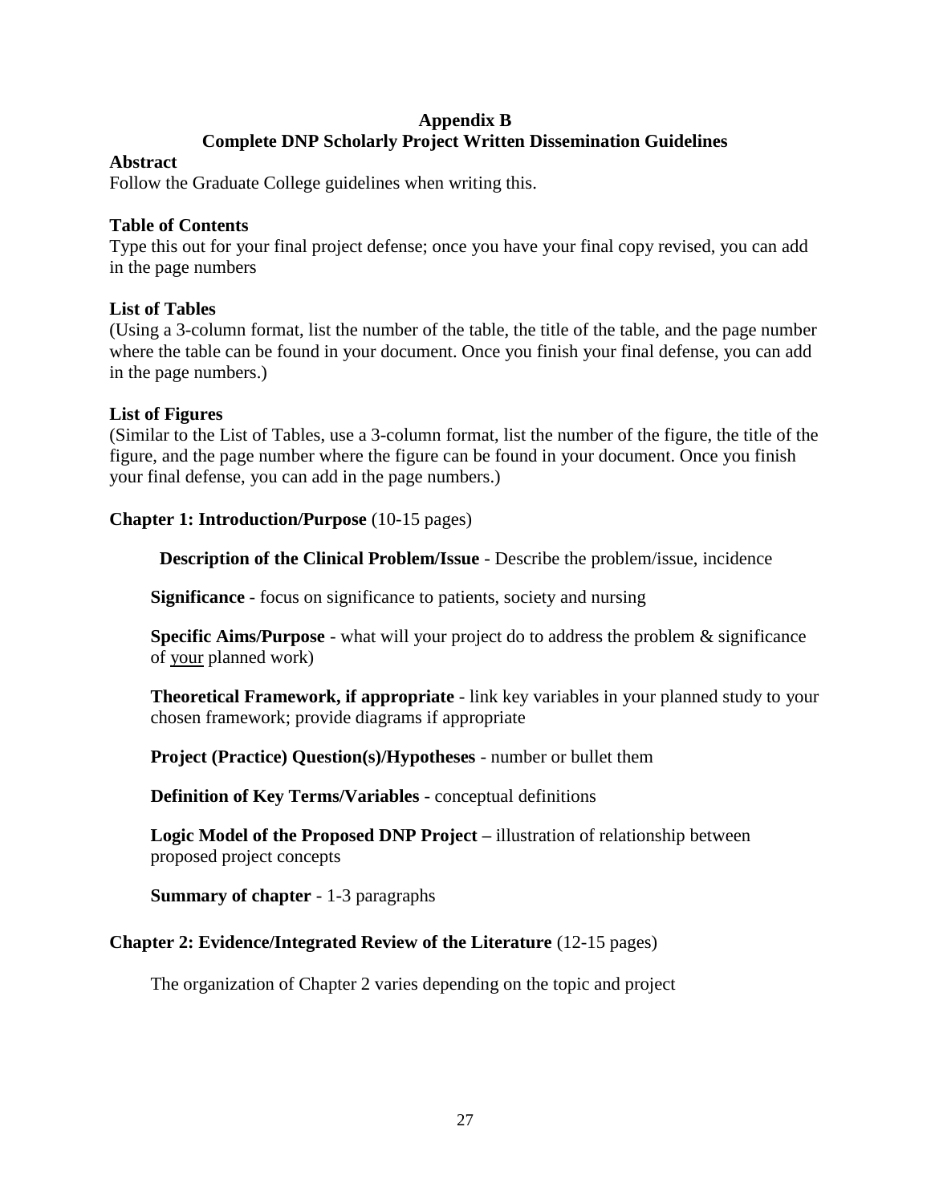# Appendix B
## Complete DNP Scholarly Project Written Dissemination Guidelines

**Abstract**

Follow the Graduate College guidelines when writing this.

**Table of Contents**

Type this out for your final project defense; once you have your final copy revised, you can add in the page numbers

**List of Tables**

(Using a 3-column format, list the number of the table, the title of the table, and the page number where the table can be found in your document. Once you finish your final defense, you can add in the page numbers.)

**List of Figures**

(Similar to the List of Tables, use a 3-column format, list the number of the figure, the title of the figure, and the page number where the figure can be found in your document. Once you finish your final defense, you can add in the page numbers.)

**Chapter 1: Introduction/Purpose** (10-15 pages)

**Description of the Clinical Problem/Issue** - Describe the problem/issue, incidence

**Significance** - focus on significance to patients, society and nursing

**Specific Aims/Purpose** - what will your project do to address the problem & significance of <u>your</u> planned work)

**Theoretical Framework, if appropriate** - link key variables in your planned study to your chosen framework; provide diagrams if appropriate

**Project (Practice) Question(s)/Hypotheses** - number or bullet them

**Definition of Key Terms/Variables** - conceptual definitions

**Logic Model of the Proposed DNP Project –** illustration of relationship between proposed project concepts

**Summary of chapter** - 1-3 paragraphs

**Chapter 2: Evidence/Integrated Review of the Literature** (12-15 pages)

The organization of Chapter 2 varies depending on the topic and project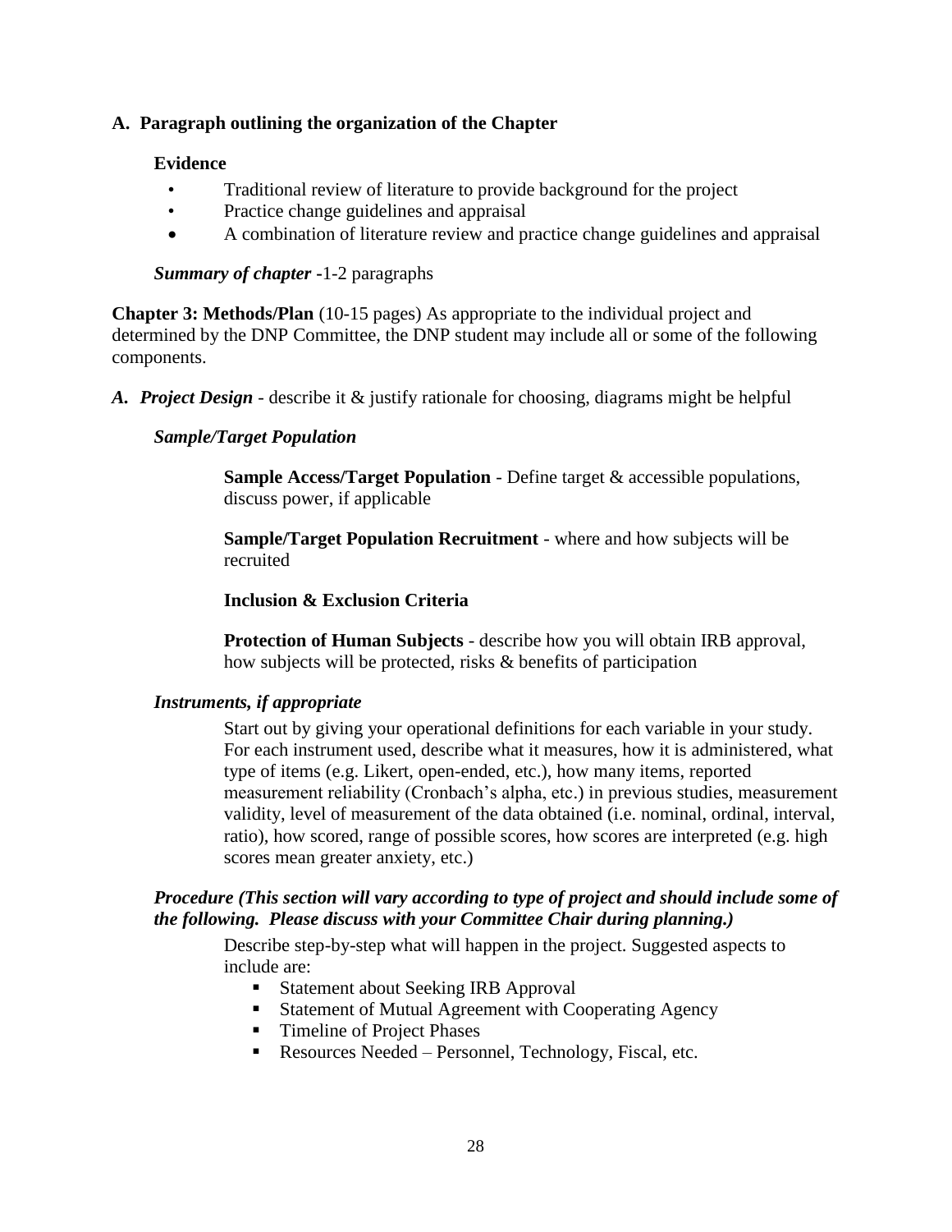**A. Paragraph outlining the organization of the Chapter**

**Evidence**

- Traditional review of literature to provide background for the project
- Practice change guidelines and appraisal
- A combination of literature review and practice change guidelines and appraisal

***Summary of chapter*** -1-2 paragraphs

**Chapter 3: Methods/Plan** (10-15 pages) As appropriate to the individual project and determined by the DNP Committee, the DNP student may include all or some of the following components.

***A. Project Design*** - describe it & justify rationale for choosing, diagrams might be helpful

***Sample/Target Population***

**Sample Access/Target Population** - Define target & accessible populations, discuss power, if applicable

**Sample/Target Population Recruitment** - where and how subjects will be recruited

**Inclusion & Exclusion Criteria**

**Protection of Human Subjects** - describe how you will obtain IRB approval, how subjects will be protected, risks & benefits of participation

***Instruments, if appropriate***

Start out by giving your operational definitions for each variable in your study. For each instrument used, describe what it measures, how it is administered, what type of items (e.g. Likert, open-ended, etc.), how many items, reported measurement reliability (Cronbach's alpha, etc.) in previous studies, measurement validity, level of measurement of the data obtained (i.e. nominal, ordinal, interval, ratio), how scored, range of possible scores, how scores are interpreted (e.g. high scores mean greater anxiety, etc.)

***Procedure (This section will vary according to type of project and should include some of the following. Please discuss with your Committee Chair during planning.)***

Describe step-by-step what will happen in the project. Suggested aspects to include are:

- Statement about Seeking IRB Approval
- Statement of Mutual Agreement with Cooperating Agency
- Timeline of Project Phases
- Resources Needed – Personnel, Technology, Fiscal, etc.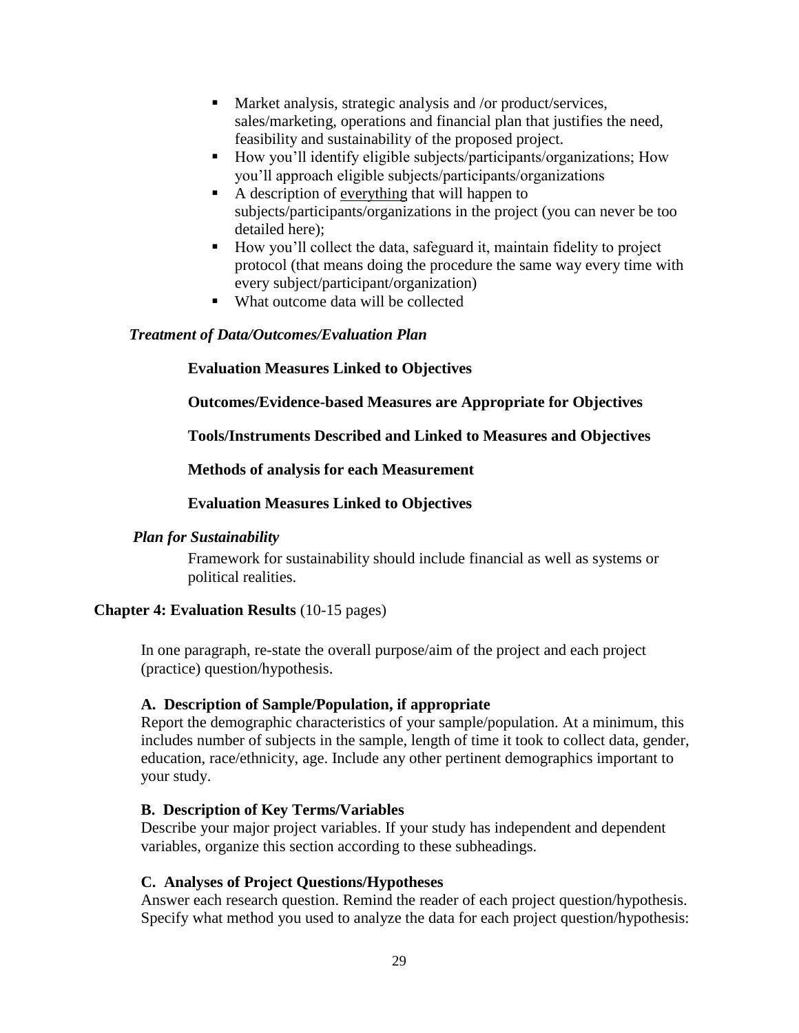- Market analysis, strategic analysis and /or product/services, sales/marketing, operations and financial plan that justifies the need, feasibility and sustainability of the proposed project.
- How you'll identify eligible subjects/participants/organizations; How you'll approach eligible subjects/participants/organizations
- A description of <u>everything</u> that will happen to subjects/participants/organizations in the project (you can never be too detailed here);
- How you'll collect the data, safeguard it, maintain fidelity to project protocol (that means doing the procedure the same way every time with every subject/participant/organization)
- What outcome data will be collected

***Treatment of Data/Outcomes/Evaluation Plan***

**Evaluation Measures Linked to Objectives**

**Outcomes/Evidence-based Measures are Appropriate for Objectives**

**Tools/Instruments Described and Linked to Measures and Objectives**

**Methods of analysis for each Measurement**

**Evaluation Measures Linked to Objectives**

***Plan for Sustainability***

Framework for sustainability should include financial as well as systems or political realities.

## Chapter 4: Evaluation Results (10-15 pages)

In one paragraph, re-state the overall purpose/aim of the project and each project (practice) question/hypothesis.

### A. Description of Sample/Population, if appropriate

Report the demographic characteristics of your sample/population. At a minimum, this includes number of subjects in the sample, length of time it took to collect data, gender, education, race/ethnicity, age. Include any other pertinent demographics important to your study.

### B. Description of Key Terms/Variables

Describe your major project variables. If your study has independent and dependent variables, organize this section according to these subheadings.

### C. Analyses of Project Questions/Hypotheses

Answer each research question. Remind the reader of each project question/hypothesis. Specify what method you used to analyze the data for each project question/hypothesis: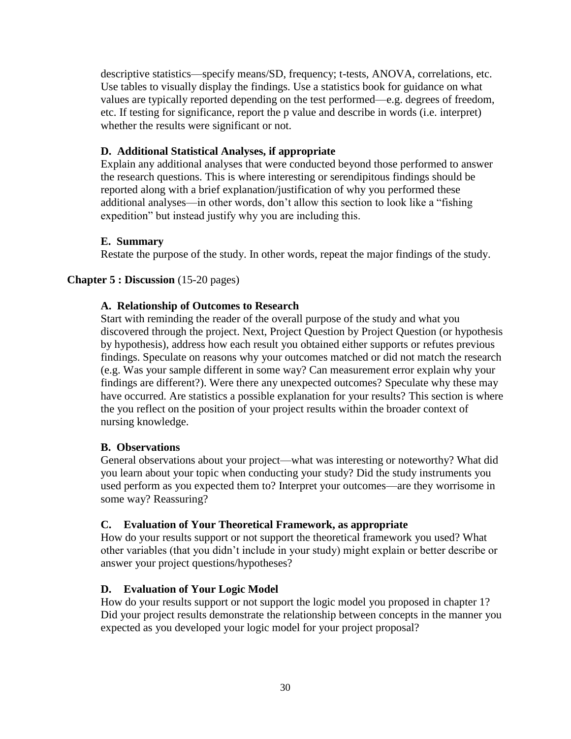descriptive statistics—specify means/SD, frequency; t-tests, ANOVA, correlations, etc. Use tables to visually display the findings. Use a statistics book for guidance on what values are typically reported depending on the test performed—e.g. degrees of freedom, etc. If testing for significance, report the p value and describe in words (i.e. interpret) whether the results were significant or not.

### D. Additional Statistical Analyses, if appropriate

Explain any additional analyses that were conducted beyond those performed to answer the research questions. This is where interesting or serendipitous findings should be reported along with a brief explanation/justification of why you performed these additional analyses—in other words, don't allow this section to look like a "fishing expedition" but instead justify why you are including this.

### E. Summary

Restate the purpose of the study. In other words, repeat the major findings of the study.

## Chapter 5 : Discussion (15-20 pages)

### A. Relationship of Outcomes to Research

Start with reminding the reader of the overall purpose of the study and what you discovered through the project. Next, Project Question by Project Question (or hypothesis by hypothesis), address how each result you obtained either supports or refutes previous findings. Speculate on reasons why your outcomes matched or did not match the research (e.g. Was your sample different in some way? Can measurement error explain why your findings are different?). Were there any unexpected outcomes? Speculate why these may have occurred. Are statistics a possible explanation for your results? This section is where the you reflect on the position of your project results within the broader context of nursing knowledge.

### B. Observations

General observations about your project—what was interesting or noteworthy? What did you learn about your topic when conducting your study? Did the study instruments you used perform as you expected them to? Interpret your outcomes—are they worrisome in some way? Reassuring?

### C. Evaluation of Your Theoretical Framework, as appropriate

How do your results support or not support the theoretical framework you used? What other variables (that you didn't include in your study) might explain or better describe or answer your project questions/hypotheses?

### D. Evaluation of Your Logic Model

How do your results support or not support the logic model you proposed in chapter 1? Did your project results demonstrate the relationship between concepts in the manner you expected as you developed your logic model for your project proposal?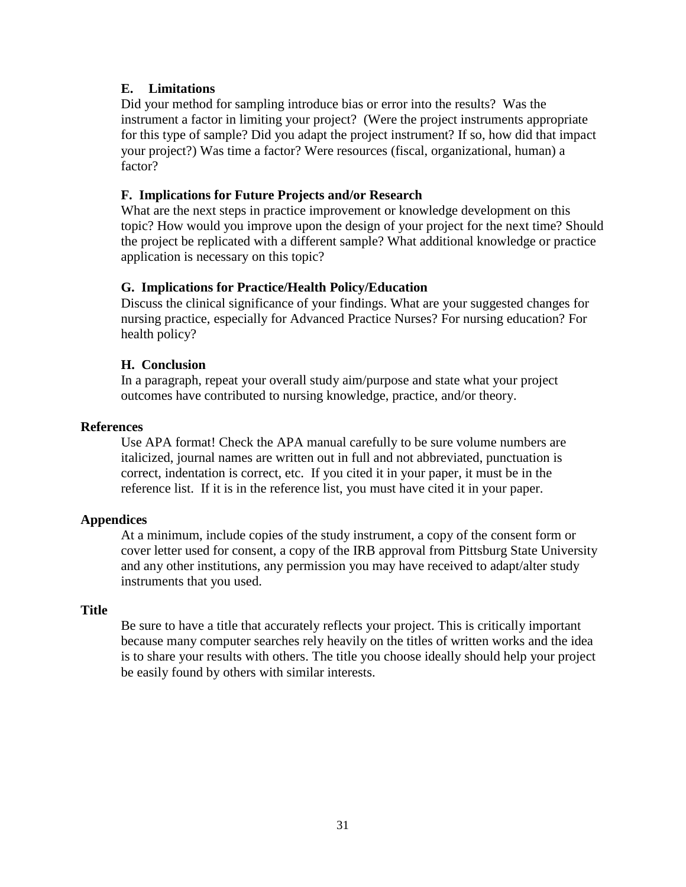### E. Limitations

Did your method for sampling introduce bias or error into the results? Was the instrument a factor in limiting your project? (Were the project instruments appropriate for this type of sample? Did you adapt the project instrument? If so, how did that impact your project?) Was time a factor? Were resources (fiscal, organizational, human) a factor?

### F. Implications for Future Projects and/or Research

What are the next steps in practice improvement or knowledge development on this topic? How would you improve upon the design of your project for the next time? Should the project be replicated with a different sample? What additional knowledge or practice application is necessary on this topic?

### G. Implications for Practice/Health Policy/Education

Discuss the clinical significance of your findings. What are your suggested changes for nursing practice, especially for Advanced Practice Nurses? For nursing education? For health policy?

### H. Conclusion

In a paragraph, repeat your overall study aim/purpose and state what your project outcomes have contributed to nursing knowledge, practice, and/or theory.

## References

Use APA format! Check the APA manual carefully to be sure volume numbers are italicized, journal names are written out in full and not abbreviated, punctuation is correct, indentation is correct, etc. If you cited it in your paper, it must be in the reference list. If it is in the reference list, you must have cited it in your paper.

## Appendices

At a minimum, include copies of the study instrument, a copy of the consent form or cover letter used for consent, a copy of the IRB approval from Pittsburg State University and any other institutions, any permission you may have received to adapt/alter study instruments that you used.

## Title

Be sure to have a title that accurately reflects your project. This is critically important because many computer searches rely heavily on the titles of written works and the idea is to share your results with others. The title you choose ideally should help your project be easily found by others with similar interests.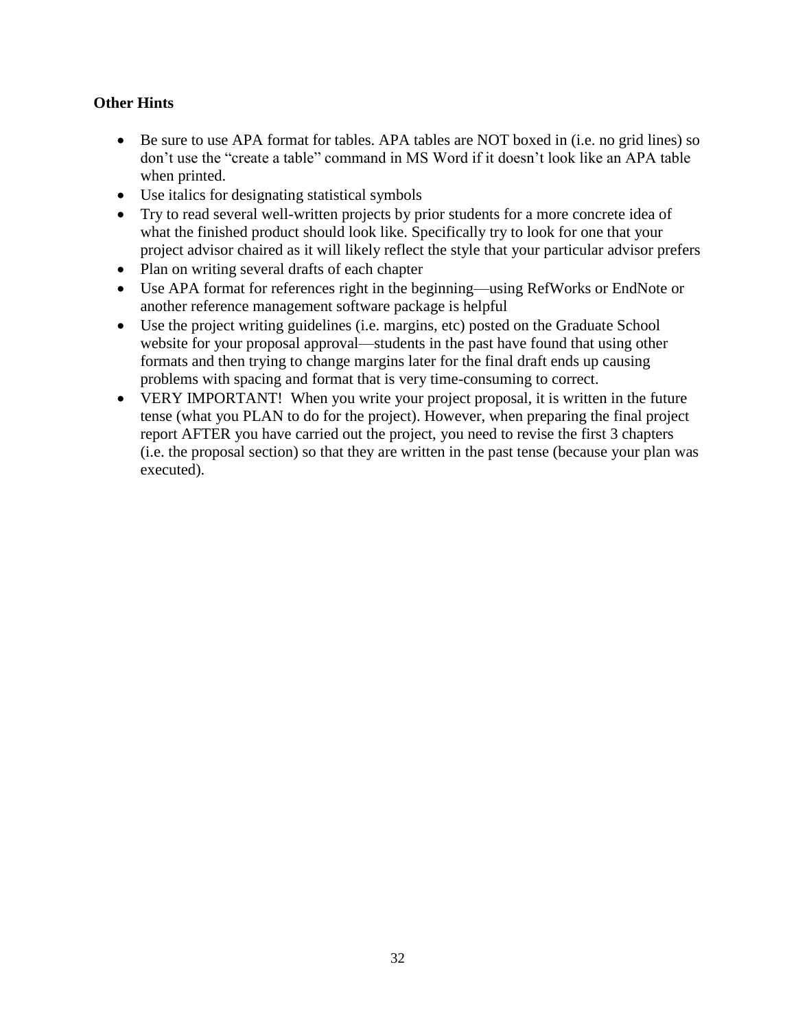**Other Hints**

- Be sure to use APA format for tables. APA tables are NOT boxed in (i.e. no grid lines) so don't use the "create a table" command in MS Word if it doesn't look like an APA table when printed.
- Use italics for designating statistical symbols
- Try to read several well-written projects by prior students for a more concrete idea of what the finished product should look like. Specifically try to look for one that your project advisor chaired as it will likely reflect the style that your particular advisor prefers
- Plan on writing several drafts of each chapter
- Use APA format for references right in the beginning—using RefWorks or EndNote or another reference management software package is helpful
- Use the project writing guidelines (i.e. margins, etc) posted on the Graduate School website for your proposal approval—students in the past have found that using other formats and then trying to change margins later for the final draft ends up causing problems with spacing and format that is very time-consuming to correct.
- VERY IMPORTANT! When you write your project proposal, it is written in the future tense (what you PLAN to do for the project). However, when preparing the final project report AFTER you have carried out the project, you need to revise the first 3 chapters (i.e. the proposal section) so that they are written in the past tense (because your plan was executed).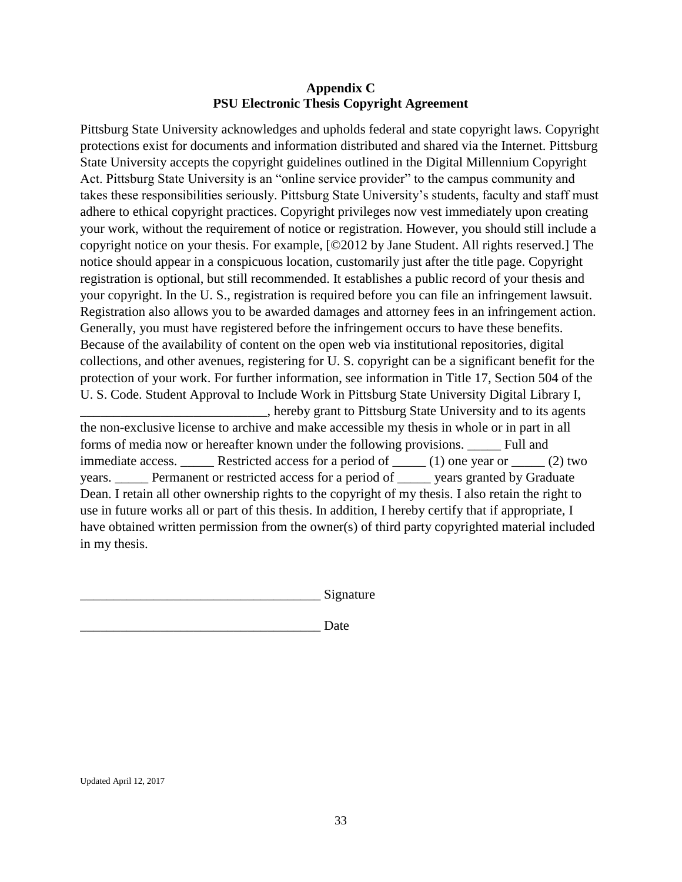**Appendix C**
**PSU Electronic Thesis Copyright Agreement**

Pittsburg State University acknowledges and upholds federal and state copyright laws. Copyright protections exist for documents and information distributed and shared via the Internet. Pittsburg State University accepts the copyright guidelines outlined in the Digital Millennium Copyright Act. Pittsburg State University is an "online service provider" to the campus community and takes these responsibilities seriously. Pittsburg State University's students, faculty and staff must adhere to ethical copyright practices. Copyright privileges now vest immediately upon creating your work, without the requirement of notice or registration. However, you should still include a copyright notice on your thesis. For example, [©2012 by Jane Student. All rights reserved.] The notice should appear in a conspicuous location, customarily just after the title page. Copyright registration is optional, but still recommended. It establishes a public record of your thesis and your copyright. In the U. S., registration is required before you can file an infringement lawsuit. Registration also allows you to be awarded damages and attorney fees in an infringement action. Generally, you must have registered before the infringement occurs to have these benefits. Because of the availability of content on the open web via institutional repositories, digital collections, and other avenues, registering for U. S. copyright can be a significant benefit for the protection of your work. For further information, see information in Title 17, Section 504 of the U. S. Code. Student Approval to Include Work in Pittsburg State University Digital Library I, ____________________________, hereby grant to Pittsburg State University and to its agents the non-exclusive license to archive and make accessible my thesis in whole or in part in all forms of media now or hereafter known under the following provisions. _____ Full and immediate access. _____ Restricted access for a period of _____ (1) one year or _____ (2) two years. _____ Permanent or restricted access for a period of _____ years granted by Graduate Dean. I retain all other ownership rights to the copyright of my thesis. I also retain the right to use in future works all or part of this thesis. In addition, I hereby certify that if appropriate, I have obtained written permission from the owner(s) of third party copyrighted material included in my thesis.

___________________________________ Signature

___________________________________ Date

Updated April 12, 2017